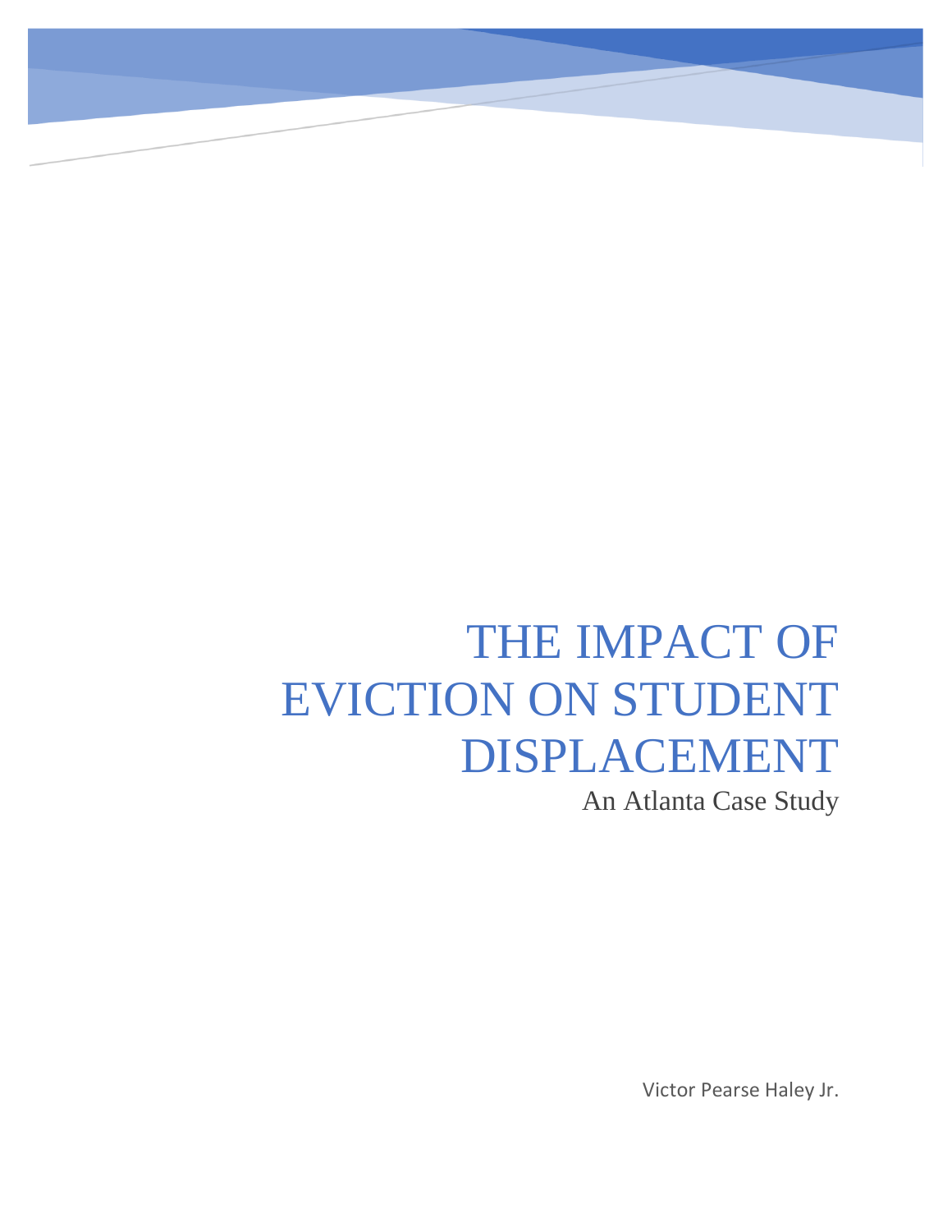# THE IMPACT OF EVICTION ON STUDENT DISPLACEMENT

An Atlanta Case Study

Victor Pearse Haley Jr.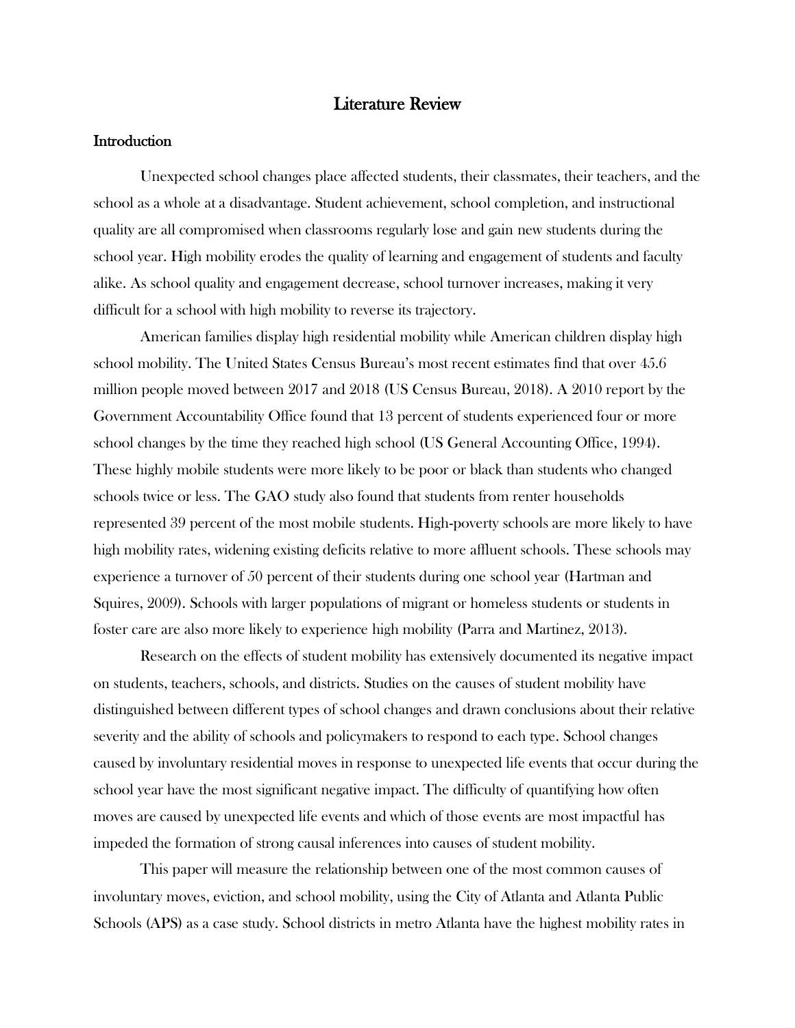# Literature Review

## Introduction

Unexpected school changes place affected students, their classmates, their teachers, and the school as a whole at a disadvantage. Student achievement, school completion, and instructional quality are all compromised when classrooms regularly lose and gain new students during the school year. High mobility erodes the quality of learning and engagement of students and faculty alike. As school quality and engagement decrease, school turnover increases, making it very difficult for a school with high mobility to reverse its trajectory.

American families display high residential mobility while American children display high school mobility. The United States Census Bureau's most recent estimates find that over 45.6 million people moved between 2017 and 2018 (US Census Bureau, 2018). A 2010 report by the Government Accountability Office found that 13 percent of students experienced four or more school changes by the time they reached high school (US General Accounting Office, 1994). These highly mobile students were more likely to be poor or black than students who changed schools twice or less. The GAO study also found that students from renter households represented 39 percent of the most mobile students. High-poverty schools are more likely to have high mobility rates, widening existing deficits relative to more affluent schools. These schools may experience a turnover of 50 percent of their students during one school year (Hartman and Squires, 2009). Schools with larger populations of migrant or homeless students or students in foster care are also more likely to experience high mobility (Parra and Martinez, 2013).

Research on the effects of student mobility has extensively documented its negative impact on students, teachers, schools, and districts. Studies on the causes of student mobility have distinguished between different types of school changes and drawn conclusions about their relative severity and the ability of schools and policymakers to respond to each type. School changes caused by involuntary residential moves in response to unexpected life events that occur during the school year have the most significant negative impact. The difficulty of quantifying how often moves are caused by unexpected life events and which of those events are most impactful has impeded the formation of strong causal inferences into causes of student mobility.

This paper will measure the relationship between one of the most common causes of involuntary moves, eviction, and school mobility, using the City of Atlanta and Atlanta Public Schools (APS) as a case study. School districts in metro Atlanta have the highest mobility rates in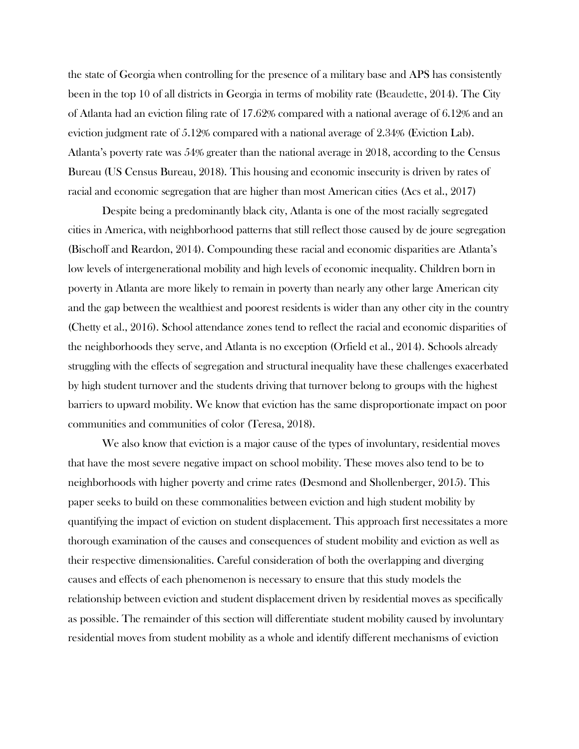the state of Georgia when controlling for the presence of a military base and APS has consistently been in the top 10 of all districts in Georgia in terms of mobility rate (Beaudette, 2014). The City of Atlanta had an eviction filing rate of 17.62% compared with a national average of 6.12% and an eviction judgment rate of 5.12% compared with a national average of 2.34% (Eviction Lab). Atlanta's poverty rate was 54% greater than the national average in 2018, according to the Census Bureau (US Census Bureau, 2018). This housing and economic insecurity is driven by rates of racial and economic segregation that are higher than most American cities (Acs et al., 2017)

Despite being a predominantly black city, Atlanta is one of the most racially segregated cities in America, with neighborhood patterns that still reflect those caused by de joure segregation (Bischoff and Reardon, 2014). Compounding these racial and economic disparities are Atlanta's low levels of intergenerational mobility and high levels of economic inequality. Children born in poverty in Atlanta are more likely to remain in poverty than nearly any other large American city and the gap between the wealthiest and poorest residents is wider than any other city in the country (Chetty et al., 2016). School attendance zones tend to reflect the racial and economic disparities of the neighborhoods they serve, and Atlanta is no exception (Orfield et al., 2014). Schools already struggling with the effects of segregation and structural inequality have these challenges exacerbated by high student turnover and the students driving that turnover belong to groups with the highest barriers to upward mobility. We know that eviction has the same disproportionate impact on poor communities and communities of color (Teresa, 2018).

We also know that eviction is a major cause of the types of involuntary, residential moves that have the most severe negative impact on school mobility. These moves also tend to be to neighborhoods with higher poverty and crime rates (Desmond and Shollenberger, 2015). This paper seeks to build on these commonalities between eviction and high student mobility by quantifying the impact of eviction on student displacement. This approach first necessitates a more thorough examination of the causes and consequences of student mobility and eviction as well as their respective dimensionalities. Careful consideration of both the overlapping and diverging causes and effects of each phenomenon is necessary to ensure that this study models the relationship between eviction and student displacement driven by residential moves as specifically as possible. The remainder of this section will differentiate student mobility caused by involuntary residential moves from student mobility as a whole and identify different mechanisms of eviction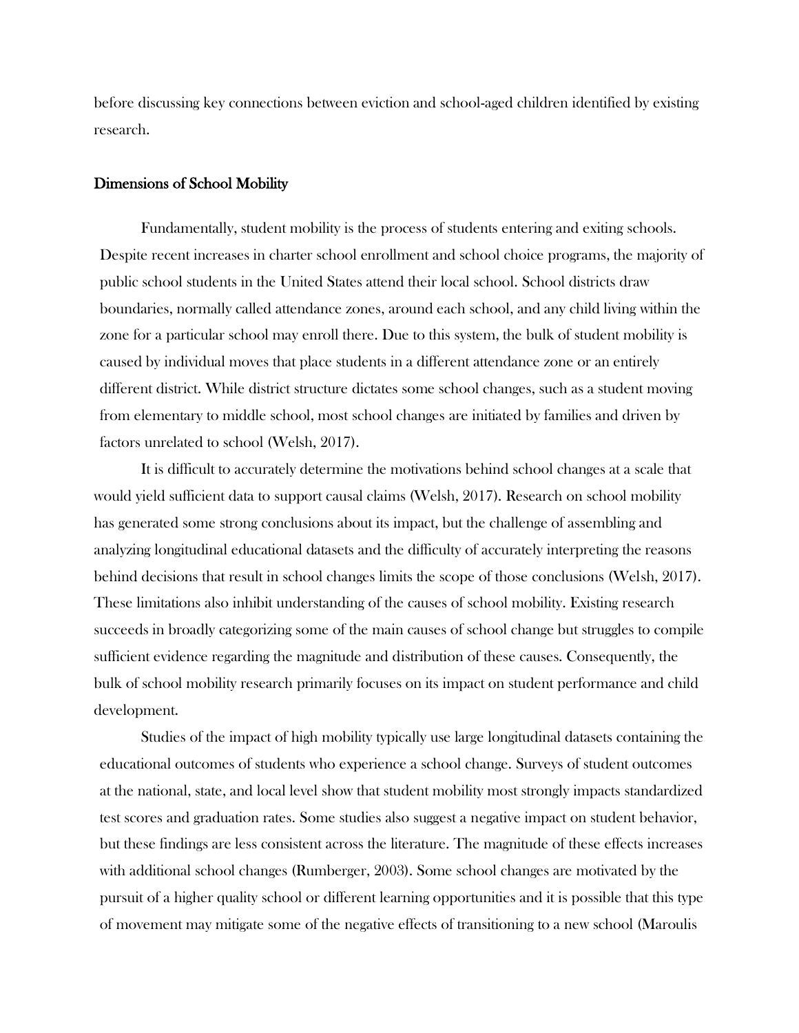before discussing key connections between eviction and school-aged children identified by existing research.

## Dimensions of School Mobility

Fundamentally, student mobility is the process of students entering and exiting schools. Despite recent increases in charter school enrollment and school choice programs, the majority of public school students in the United States attend their local school. School districts draw boundaries, normally called attendance zones, around each school, and any child living within the zone for a particular school may enroll there. Due to this system, the bulk of student mobility is caused by individual moves that place students in a different attendance zone or an entirely different district. While district structure dictates some school changes, such as a student moving from elementary to middle school, most school changes are initiated by families and driven by factors unrelated to school (Welsh, 2017).

It is difficult to accurately determine the motivations behind school changes at a scale that would yield sufficient data to support causal claims (Welsh, 2017). Research on school mobility has generated some strong conclusions about its impact, but the challenge of assembling and analyzing longitudinal educational datasets and the difficulty of accurately interpreting the reasons behind decisions that result in school changes limits the scope of those conclusions (Welsh, 2017). These limitations also inhibit understanding of the causes of school mobility. Existing research succeeds in broadly categorizing some of the main causes of school change but struggles to compile sufficient evidence regarding the magnitude and distribution of these causes. Consequently, the bulk of school mobility research primarily focuses on its impact on student performance and child development.

Studies of the impact of high mobility typically use large longitudinal datasets containing the educational outcomes of students who experience a school change. Surveys of student outcomes at the national, state, and local level show that student mobility most strongly impacts standardized test scores and graduation rates. Some studies also suggest a negative impact on student behavior, but these findings are less consistent across the literature. The magnitude of these effects increases with additional school changes (Rumberger, 2003). Some school changes are motivated by the pursuit of a higher quality school or different learning opportunities and it is possible that this type of movement may mitigate some of the negative effects of transitioning to a new school (Maroulis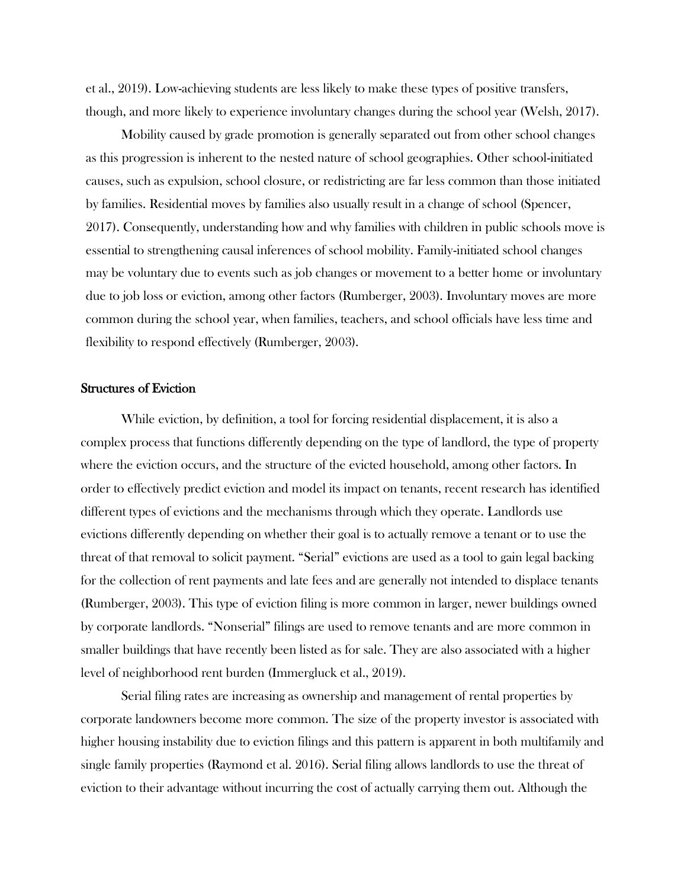et al., 2019). Low-achieving students are less likely to make these types of positive transfers, though, and more likely to experience involuntary changes during the school year (Welsh, 2017).

Mobility caused by grade promotion is generally separated out from other school changes as this progression is inherent to the nested nature of school geographies. Other school-initiated causes, such as expulsion, school closure, or redistricting are far less common than those initiated by families. Residential moves by families also usually result in a change of school (Spencer, 2017). Consequently, understanding how and why families with children in public schools move is essential to strengthening causal inferences of school mobility. Family-initiated school changes may be voluntary due to events such as job changes or movement to a better home or involuntary due to job loss or eviction, among other factors (Rumberger, 2003). Involuntary moves are more common during the school year, when families, teachers, and school officials have less time and flexibility to respond effectively (Rumberger, 2003).

## Structures of Eviction

While eviction, by definition, a tool for forcing residential displacement, it is also a complex process that functions differently depending on the type of landlord, the type of property where the eviction occurs, and the structure of the evicted household, among other factors. In order to effectively predict eviction and model its impact on tenants, recent research has identified different types of evictions and the mechanisms through which they operate. Landlords use evictions differently depending on whether their goal is to actually remove a tenant or to use the threat of that removal to solicit payment. "Serial" evictions are used as a tool to gain legal backing for the collection of rent payments and late fees and are generally not intended to displace tenants (Rumberger, 2003). This type of eviction filing is more common in larger, newer buildings owned by corporate landlords. "Nonserial" filings are used to remove tenants and are more common in smaller buildings that have recently been listed as for sale. They are also associated with a higher level of neighborhood rent burden (Immergluck et al., 2019).

Serial filing rates are increasing as ownership and management of rental properties by corporate landowners become more common. The size of the property investor is associated with higher housing instability due to eviction filings and this pattern is apparent in both multifamily and single family properties (Raymond et al. 2016). Serial filing allows landlords to use the threat of eviction to their advantage without incurring the cost of actually carrying them out. Although the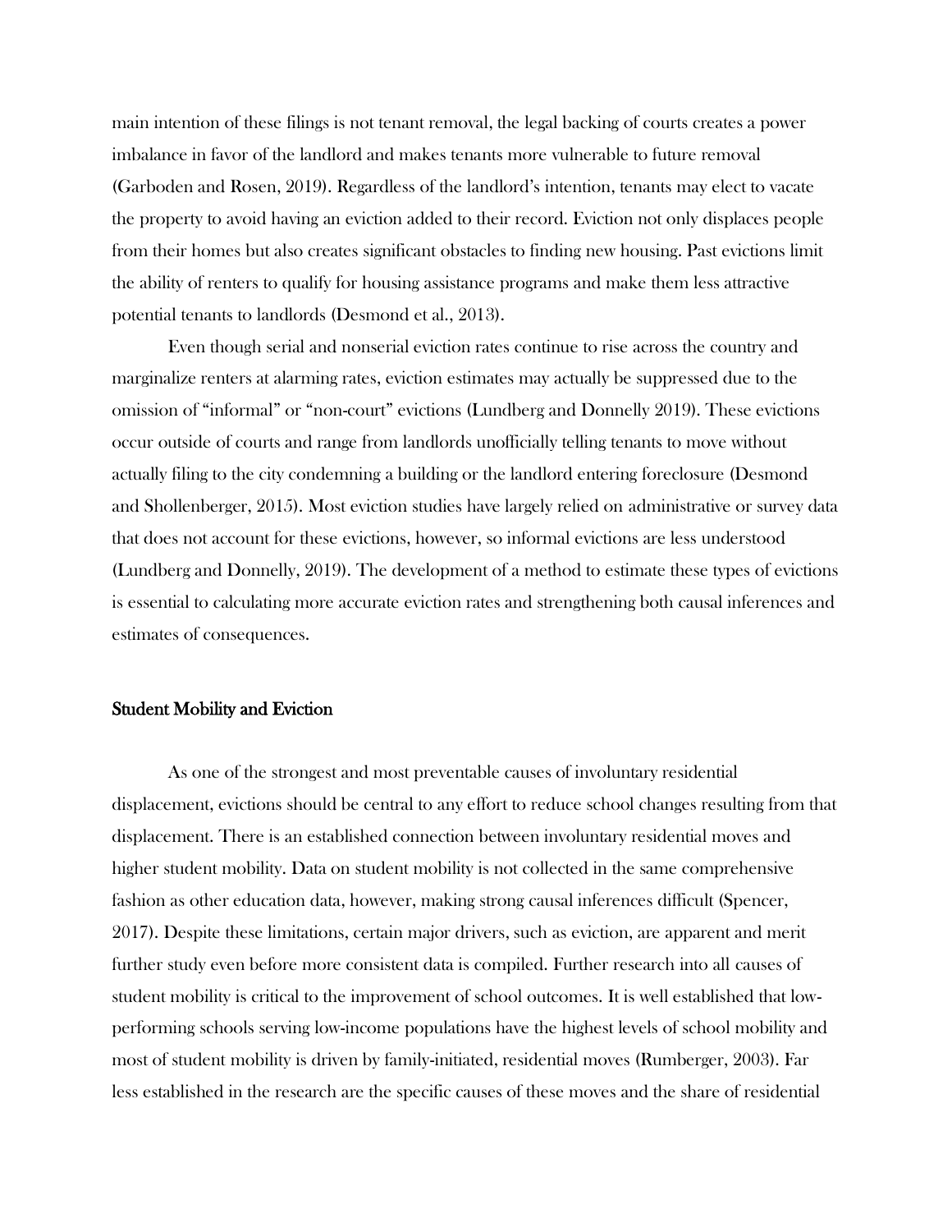main intention of these filings is not tenant removal, the legal backing of courts creates a power imbalance in favor of the landlord and makes tenants more vulnerable to future removal (Garboden and Rosen, 2019). Regardless of the landlord's intention, tenants may elect to vacate the property to avoid having an eviction added to their record. Eviction not only displaces people from their homes but also creates significant obstacles to finding new housing. Past evictions limit the ability of renters to qualify for housing assistance programs and make them less attractive potential tenants to landlords (Desmond et al., 2013).

Even though serial and nonserial eviction rates continue to rise across the country and marginalize renters at alarming rates, eviction estimates may actually be suppressed due to the omission of "informal" or "non-court" evictions (Lundberg and Donnelly 2019). These evictions occur outside of courts and range from landlords unofficially telling tenants to move without actually filing to the city condemning a building or the landlord entering foreclosure (Desmond and Shollenberger, 2015). Most eviction studies have largely relied on administrative or survey data that does not account for these evictions, however, so informal evictions are less understood (Lundberg and Donnelly, 2019). The development of a method to estimate these types of evictions is essential to calculating more accurate eviction rates and strengthening both causal inferences and estimates of consequences.

## Student Mobility and Eviction

As one of the strongest and most preventable causes of involuntary residential displacement, evictions should be central to any effort to reduce school changes resulting from that displacement. There is an established connection between involuntary residential moves and higher student mobility. Data on student mobility is not collected in the same comprehensive fashion as other education data, however, making strong causal inferences difficult (Spencer, 2017). Despite these limitations, certain major drivers, such as eviction, are apparent and merit further study even before more consistent data is compiled. Further research into all causes of student mobility is critical to the improvement of school outcomes. It is well established that low-performing schools serving low-income populations have the highest levels of school mobility and most of student mobility is driven by family-initiated, residential moves (Rumberger, 2003). Far less established in the research are the specific causes of these moves and the share of residential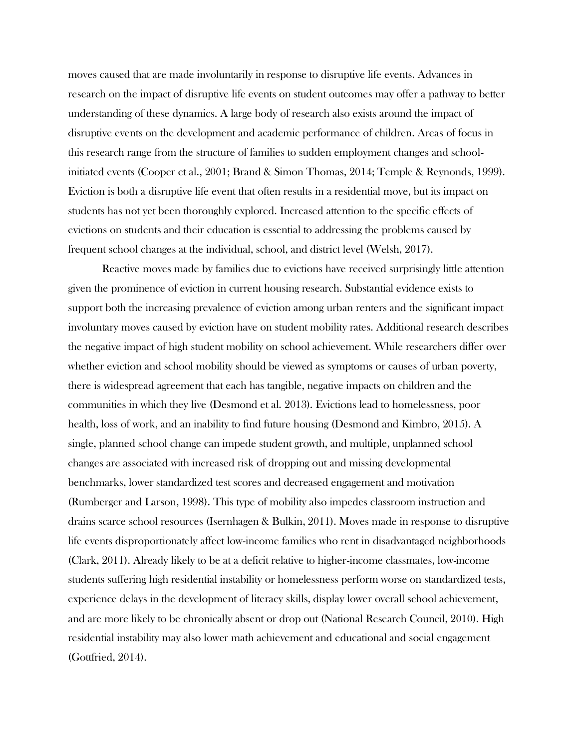moves caused that are made involuntarily in response to disruptive life events. Advances in research on the impact of disruptive life events on student outcomes may offer a pathway to better understanding of these dynamics. A large body of research also exists around the impact of disruptive events on the development and academic performance of children. Areas of focus in this research range from the structure of families to sudden employment changes and school-initiated events (Cooper et al., 2001; Brand & Simon Thomas, 2014; Temple & Reynonds, 1999). Eviction is both a disruptive life event that often results in a residential move, but its impact on students has not yet been thoroughly explored. Increased attention to the specific effects of evictions on students and their education is essential to addressing the problems caused by frequent school changes at the individual, school, and district level (Welsh, 2017).

Reactive moves made by families due to evictions have received surprisingly little attention given the prominence of eviction in current housing research. Substantial evidence exists to support both the increasing prevalence of eviction among urban renters and the significant impact involuntary moves caused by eviction have on student mobility rates. Additional research describes the negative impact of high student mobility on school achievement. While researchers differ over whether eviction and school mobility should be viewed as symptoms or causes of urban poverty, there is widespread agreement that each has tangible, negative impacts on children and the communities in which they live (Desmond et al. 2013). Evictions lead to homelessness, poor health, loss of work, and an inability to find future housing (Desmond and Kimbro, 2015). A single, planned school change can impede student growth, and multiple, unplanned school changes are associated with increased risk of dropping out and missing developmental benchmarks, lower standardized test scores and decreased engagement and motivation (Rumberger and Larson, 1998). This type of mobility also impedes classroom instruction and drains scarce school resources (Isernhagen & Bulkin, 2011). Moves made in response to disruptive life events disproportionately affect low-income families who rent in disadvantaged neighborhoods (Clark, 2011). Already likely to be at a deficit relative to higher-income classmates, low-income students suffering high residential instability or homelessness perform worse on standardized tests, experience delays in the development of literacy skills, display lower overall school achievement, and are more likely to be chronically absent or drop out (National Research Council, 2010). High residential instability may also lower math achievement and educational and social engagement (Gottfried, 2014).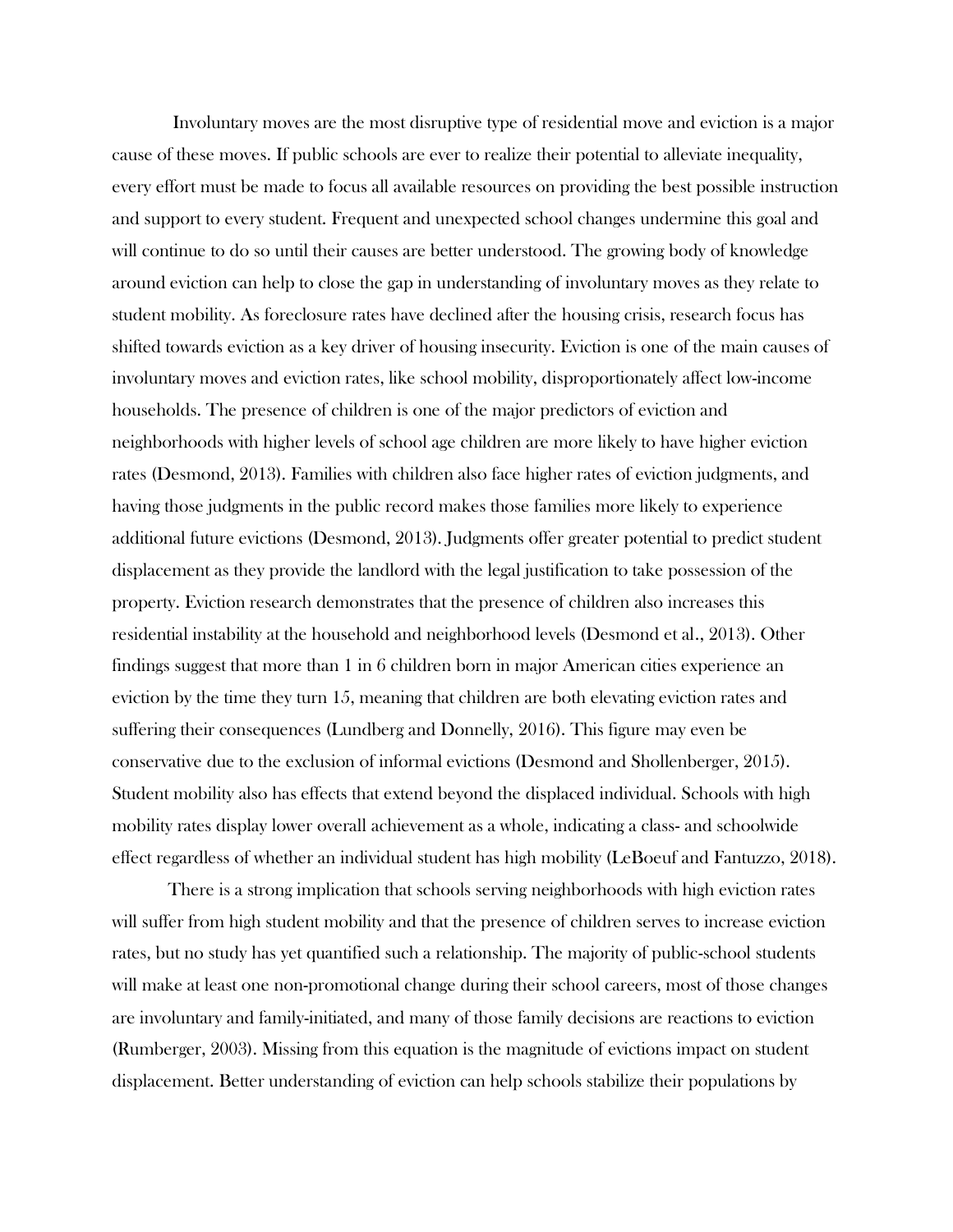Involuntary moves are the most disruptive type of residential move and eviction is a major cause of these moves. If public schools are ever to realize their potential to alleviate inequality, every effort must be made to focus all available resources on providing the best possible instruction and support to every student. Frequent and unexpected school changes undermine this goal and will continue to do so until their causes are better understood. The growing body of knowledge around eviction can help to close the gap in understanding of involuntary moves as they relate to student mobility. As foreclosure rates have declined after the housing crisis, research focus has shifted towards eviction as a key driver of housing insecurity. Eviction is one of the main causes of involuntary moves and eviction rates, like school mobility, disproportionately affect low-income households. The presence of children is one of the major predictors of eviction and neighborhoods with higher levels of school age children are more likely to have higher eviction rates (Desmond, 2013). Families with children also face higher rates of eviction judgments, and having those judgments in the public record makes those families more likely to experience additional future evictions (Desmond, 2013). Judgments offer greater potential to predict student displacement as they provide the landlord with the legal justification to take possession of the property. Eviction research demonstrates that the presence of children also increases this residential instability at the household and neighborhood levels (Desmond et al., 2013). Other findings suggest that more than 1 in 6 children born in major American cities experience an eviction by the time they turn 15, meaning that children are both elevating eviction rates and suffering their consequences (Lundberg and Donnelly, 2016). This figure may even be conservative due to the exclusion of informal evictions (Desmond and Shollenberger, 2015). Student mobility also has effects that extend beyond the displaced individual. Schools with high mobility rates display lower overall achievement as a whole, indicating a class- and schoolwide effect regardless of whether an individual student has high mobility (LeBoeuf and Fantuzzo, 2018).

There is a strong implication that schools serving neighborhoods with high eviction rates will suffer from high student mobility and that the presence of children serves to increase eviction rates, but no study has yet quantified such a relationship. The majority of public-school students will make at least one non-promotional change during their school careers, most of those changes are involuntary and family-initiated, and many of those family decisions are reactions to eviction (Rumberger, 2003). Missing from this equation is the magnitude of evictions impact on student displacement. Better understanding of eviction can help schools stabilize their populations by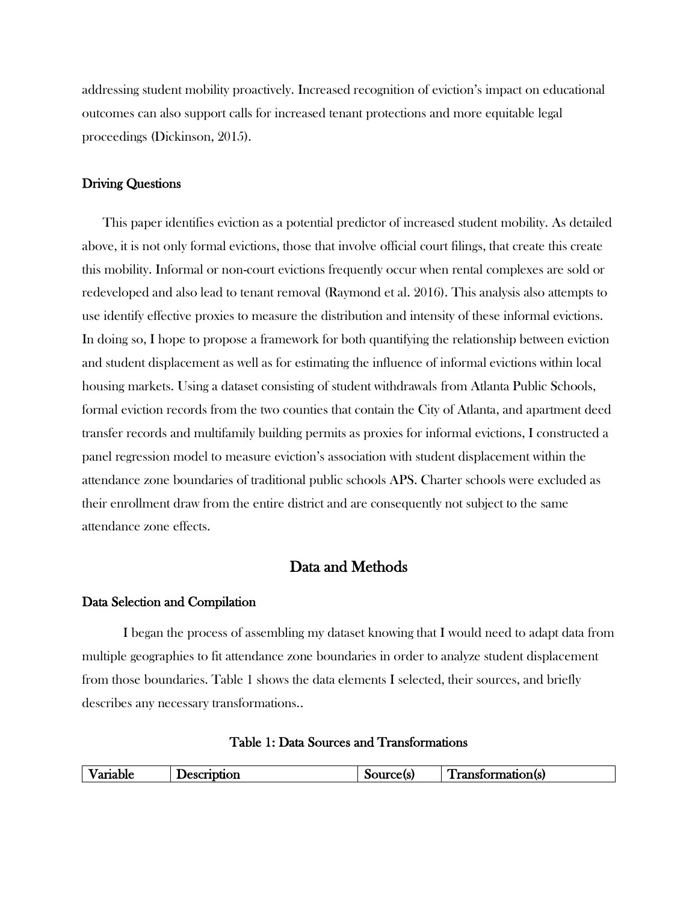addressing student mobility proactively. Increased recognition of eviction's impact on educational outcomes can also support calls for increased tenant protections and more equitable legal proceedings (Dickinson, 2015).

### Driving Questions

This paper identifies eviction as a potential predictor of increased student mobility. As detailed above, it is not only formal evictions, those that involve official court filings, that create this create this mobility. Informal or non-court evictions frequently occur when rental complexes are sold or redeveloped and also lead to tenant removal (Raymond et al. 2016). This analysis also attempts to use identify effective proxies to measure the distribution and intensity of these informal evictions. In doing so, I hope to propose a framework for both quantifying the relationship between eviction and student displacement as well as for estimating the influence of informal evictions within local housing markets. Using a dataset consisting of student withdrawals from Atlanta Public Schools, formal eviction records from the two counties that contain the City of Atlanta, and apartment deed transfer records and multifamily building permits as proxies for informal evictions, I constructed a panel regression model to measure eviction's association with student displacement within the attendance zone boundaries of traditional public schools APS. Charter schools were excluded as their enrollment draw from the entire district and are consequently not subject to the same attendance zone effects.

## Data and Methods

### Data Selection and Compilation

I began the process of assembling my dataset knowing that I would need to adapt data from multiple geographies to fit attendance zone boundaries in order to analyze student displacement from those boundaries. Table 1 shows the data elements I selected, their sources, and briefly describes any necessary transformations..

**Table 1: Data Sources and Transformations**

| Variable | Description | Source(s) | Transformation(s) |
|---|---|---|---|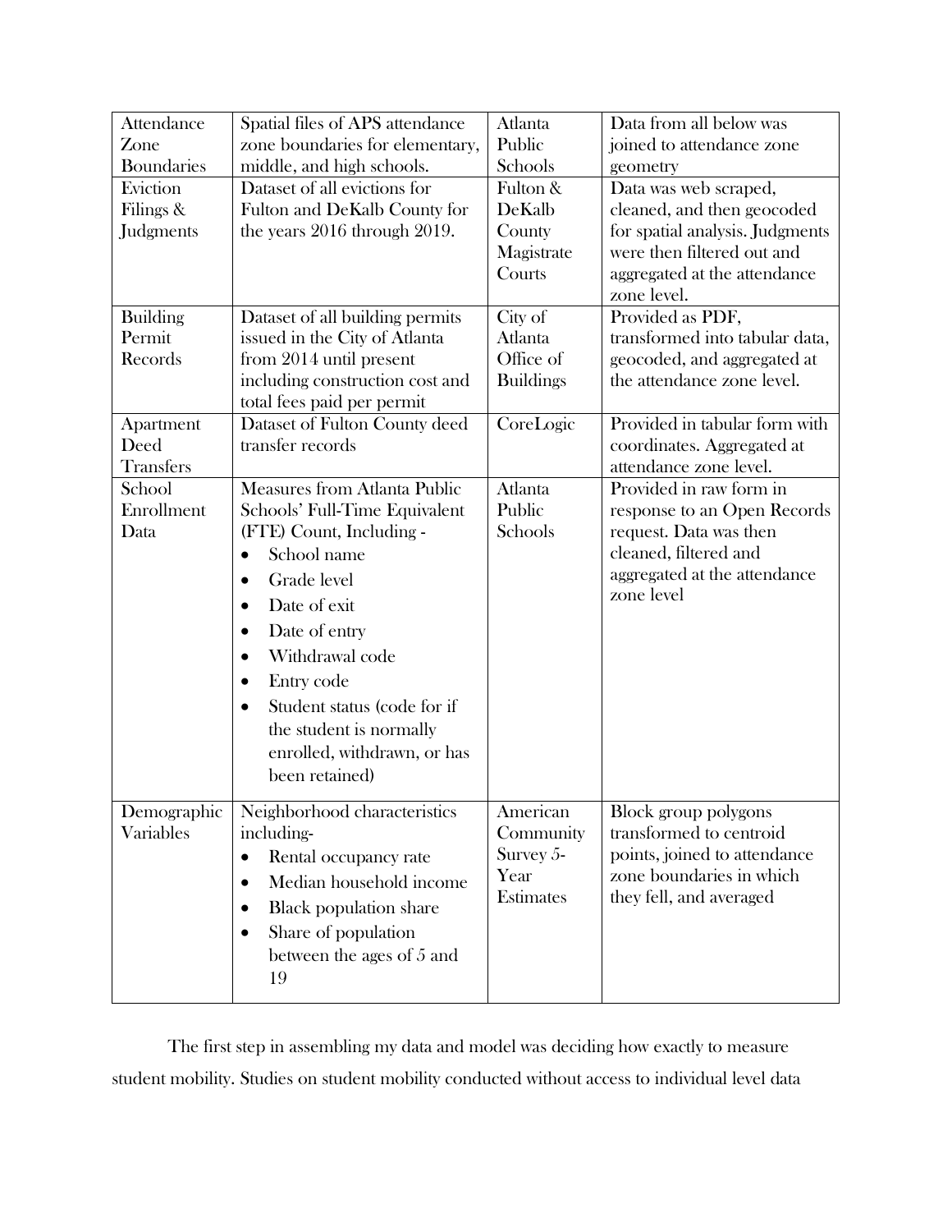| Attendance Zone Boundaries | Spatial files of APS attendance zone boundaries for elementary, middle, and high schools. | Atlanta Public Schools | Data from all below was joined to attendance zone geometry |
|---|---|---|---|
| Eviction Filings & Judgments | Dataset of all evictions for Fulton and DeKalb County for the years 2016 through 2019. | Fulton & DeKalb County Magistrate Courts | Data was web scraped, cleaned, and then geocoded for spatial analysis. Judgments were then filtered out and aggregated at the attendance zone level. |
| Building Permit Records | Dataset of all building permits issued in the City of Atlanta from 2014 until present including construction cost and total fees paid per permit | City of Atlanta Office of Buildings | Provided as PDF, transformed into tabular data, geocoded, and aggregated at the attendance zone level. |
| Apartment Deed Transfers | Dataset of Fulton County deed transfer records | CoreLogic | Provided in tabular form with coordinates. Aggregated at attendance zone level. |
| School Enrollment Data | Measures from Atlanta Public Schools' Full-Time Equivalent (FTE) Count, Including - <br>• School name <br>• Grade level <br>• Date of exit <br>• Date of entry <br>• Withdrawal code <br>• Entry code <br>• Student status (code for if the student is normally enrolled, withdrawn, or has been retained) | Atlanta Public Schools | Provided in raw form in response to an Open Records request. Data was then cleaned, filtered and aggregated at the attendance zone level |
| Demographic Variables | Neighborhood characteristics including- <br>• Rental occupancy rate <br>• Median household income <br>• Black population share <br>• Share of population between the ages of 5 and 19 | American Community Survey 5-Year Estimates | Block group polygons transformed to centroid points, joined to attendance zone boundaries in which they fell, and averaged |

The first step in assembling my data and model was deciding how exactly to measure student mobility. Studies on student mobility conducted without access to individual level data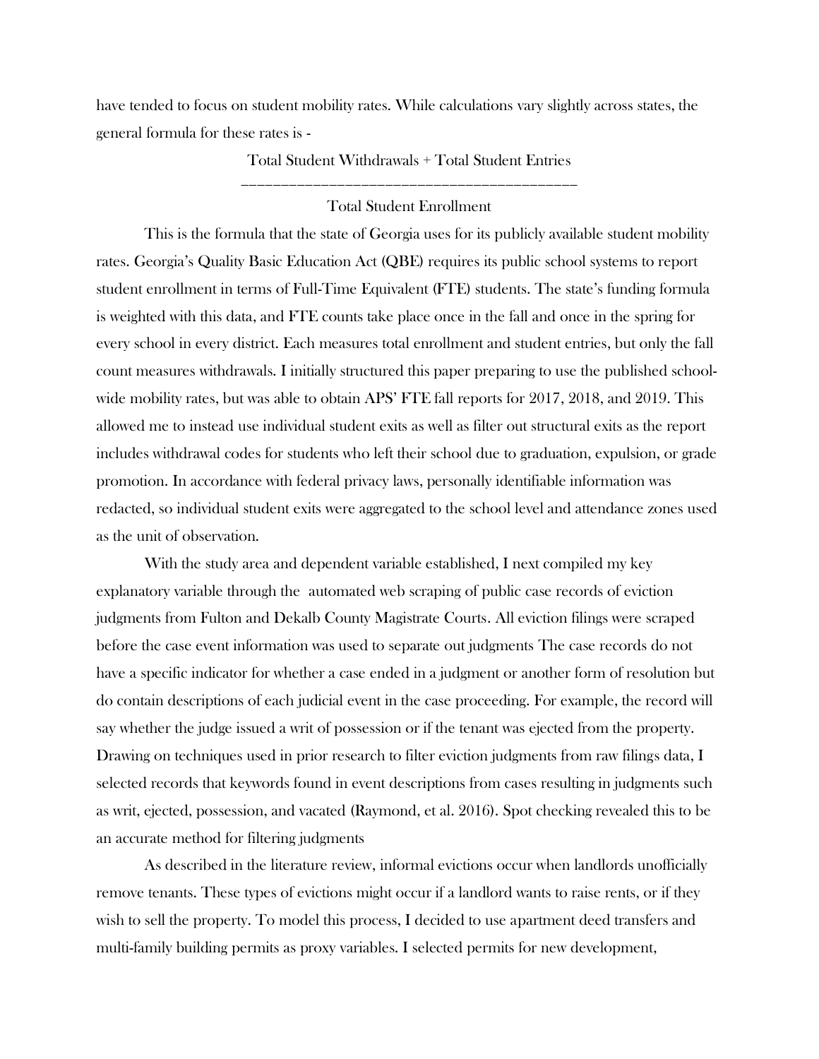have tended to focus on student mobility rates. While calculations vary slightly across states, the general formula for these rates is -

$$\frac{\text{Total Student Withdrawals} + \text{Total Student Entries}}{\text{Total Student Enrollment}}$$

This is the formula that the state of Georgia uses for its publicly available student mobility rates. Georgia's Quality Basic Education Act (QBE) requires its public school systems to report student enrollment in terms of Full-Time Equivalent (FTE) students. The state's funding formula is weighted with this data, and FTE counts take place once in the fall and once in the spring for every school in every district. Each measures total enrollment and student entries, but only the fall count measures withdrawals. I initially structured this paper preparing to use the published school-wide mobility rates, but was able to obtain APS' FTE fall reports for 2017, 2018, and 2019. This allowed me to instead use individual student exits as well as filter out structural exits as the report includes withdrawal codes for students who left their school due to graduation, expulsion, or grade promotion. In accordance with federal privacy laws, personally identifiable information was redacted, so individual student exits were aggregated to the school level and attendance zones used as the unit of observation.

With the study area and dependent variable established, I next compiled my key explanatory variable through the  automated web scraping of public case records of eviction judgments from Fulton and Dekalb County Magistrate Courts. All eviction filings were scraped before the case event information was used to separate out judgments The case records do not have a specific indicator for whether a case ended in a judgment or another form of resolution but do contain descriptions of each judicial event in the case proceeding. For example, the record will say whether the judge issued a writ of possession or if the tenant was ejected from the property. Drawing on techniques used in prior research to filter eviction judgments from raw filings data, I selected records that keywords found in event descriptions from cases resulting in judgments such as writ, ejected, possession, and vacated (Raymond, et al. 2016). Spot checking revealed this to be an accurate method for filtering judgments

As described in the literature review, informal evictions occur when landlords unofficially remove tenants. These types of evictions might occur if a landlord wants to raise rents, or if they wish to sell the property. To model this process, I decided to use apartment deed transfers and multi-family building permits as proxy variables. I selected permits for new development,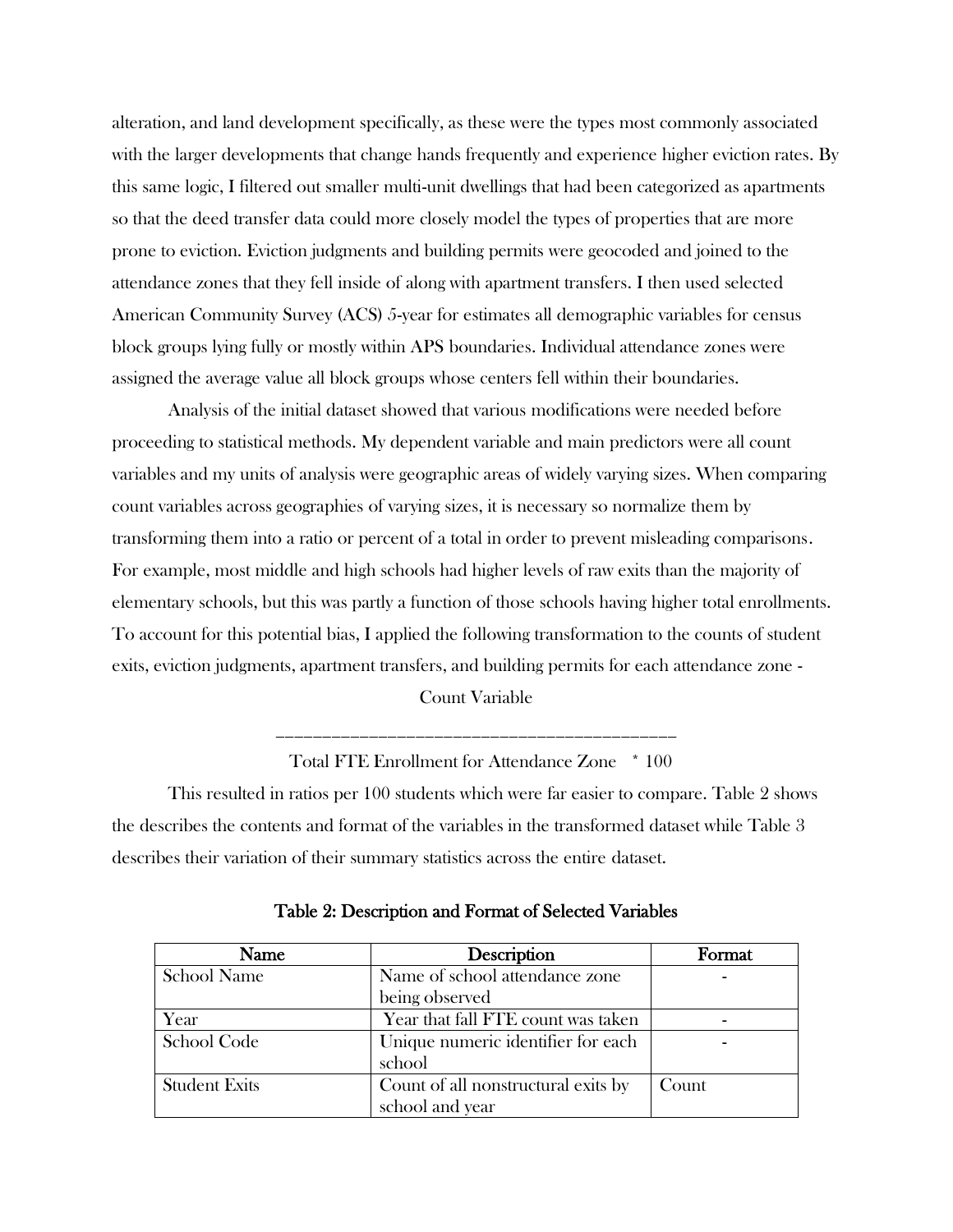alteration, and land development specifically, as these were the types most commonly associated with the larger developments that change hands frequently and experience higher eviction rates. By this same logic, I filtered out smaller multi-unit dwellings that had been categorized as apartments so that the deed transfer data could more closely model the types of properties that are more prone to eviction. Eviction judgments and building permits were geocoded and joined to the attendance zones that they fell inside of along with apartment transfers. I then used selected American Community Survey (ACS) 5-year for estimates all demographic variables for census block groups lying fully or mostly within APS boundaries. Individual attendance zones were assigned the average value all block groups whose centers fell within their boundaries.

Analysis of the initial dataset showed that various modifications were needed before proceeding to statistical methods. My dependent variable and main predictors were all count variables and my units of analysis were geographic areas of widely varying sizes. When comparing count variables across geographies of varying sizes, it is necessary so normalize them by transforming them into a ratio or percent of a total in order to prevent misleading comparisons. For example, most middle and high schools had higher levels of raw exits than the majority of elementary schools, but this was partly a function of those schools having higher total enrollments. To account for this potential bias, I applied the following transformation to the counts of student exits, eviction judgments, apartment transfers, and building permits for each attendance zone -

$$\frac{\text{Count Variable}}{\text{Total FTE Enrollment for Attendance Zone}} * 100$$

This resulted in ratios per 100 students which were far easier to compare. Table 2 shows the describes the contents and format of the variables in the transformed dataset while Table 3 describes their variation of their summary statistics across the entire dataset.

**Table 2: Description and Format of Selected Variables**

| Name | Description | Format |
|---|---|---|
| School Name | Name of school attendance zone being observed | - |
| Year | Year that fall FTE count was taken | - |
| School Code | Unique numeric identifier for each school | - |
| Student Exits | Count of all nonstructural exits by school and year | Count |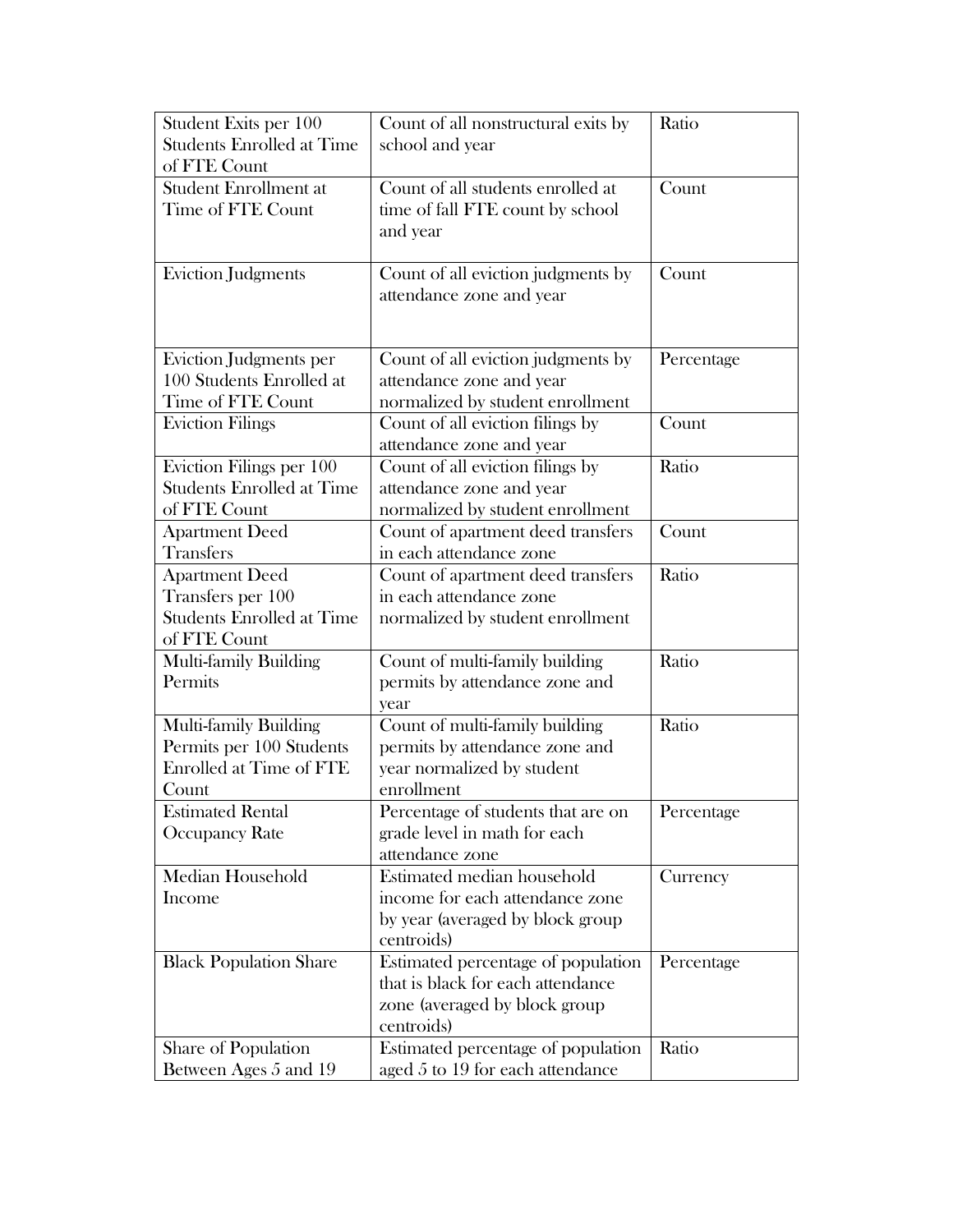| Student Exits per 100 Students Enrolled at Time of FTE Count | Count of all nonstructural exits by school and year | Ratio |
|---|---|---|
| Student Enrollment at Time of FTE Count | Count of all students enrolled at time of fall FTE count by school and year | Count |
| Eviction Judgments | Count of all eviction judgments by attendance zone and year | Count |
| Eviction Judgments per 100 Students Enrolled at Time of FTE Count | Count of all eviction judgments by attendance zone and year normalized by student enrollment | Percentage |
| Eviction Filings | Count of all eviction filings by attendance zone and year | Count |
| Eviction Filings per 100 Students Enrolled at Time of FTE Count | Count of all eviction filings by attendance zone and year normalized by student enrollment | Ratio |
| Apartment Deed Transfers | Count of apartment deed transfers in each attendance zone | Count |
| Apartment Deed Transfers per 100 Students Enrolled at Time of FTE Count | Count of apartment deed transfers in each attendance zone normalized by student enrollment | Ratio |
| Multi-family Building Permits | Count of multi-family building permits by attendance zone and year | Ratio |
| Multi-family Building Permits per 100 Students Enrolled at Time of FTE Count | Count of multi-family building permits by attendance zone and year normalized by student enrollment | Ratio |
| Estimated Rental Occupancy Rate | Percentage of students that are on grade level in math for each attendance zone | Percentage |
| Median Household Income | Estimated median household income for each attendance zone by year (averaged by block group centroids) | Currency |
| Black Population Share | Estimated percentage of population that is black for each attendance zone (averaged by block group centroids) | Percentage |
| Share of Population Between Ages 5 and 19 | Estimated percentage of population aged 5 to 19 for each attendance | Ratio |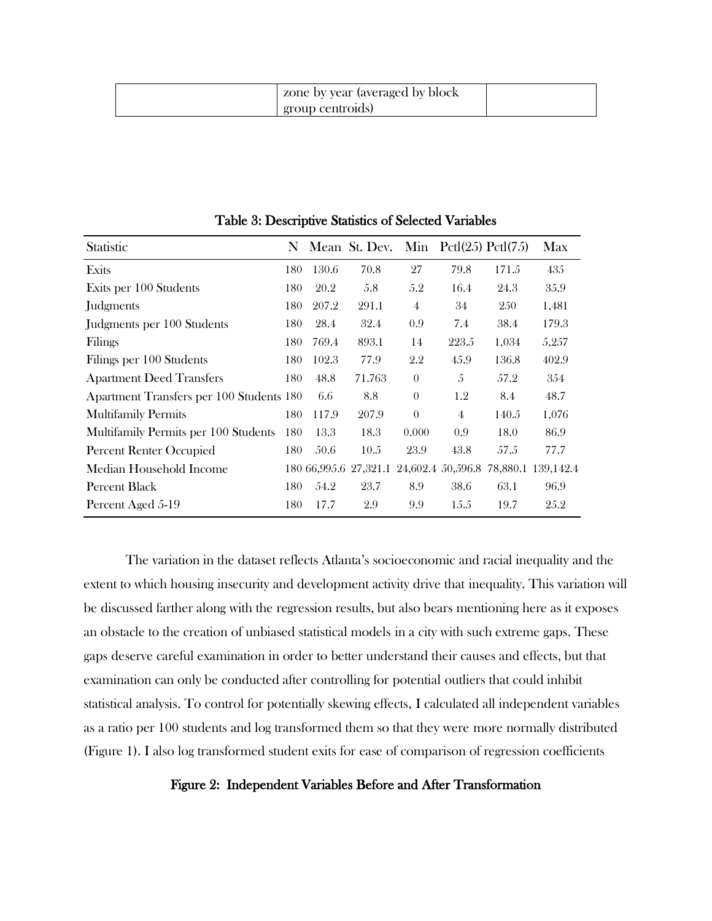| | zone by year (averaged by block group centroids) | |
|---|---|---|

**Table 3: Descriptive Statistics of Selected Variables**

| Statistic | N | Mean | St. Dev. | Min | Pctl(25) | Pctl(75) | Max |
|---|---|---|---|---|---|---|---|
| Exits | 180 | 130.6 | 70.8 | 27 | 79.8 | 171.5 | 435 |
| Exits per 100 Students | 180 | 20.2 | 5.8 | 5.2 | 16.4 | 24.3 | 35.9 |
| Judgments | 180 | 207.2 | 291.1 | 4 | 34 | 250 | 1,481 |
| Judgments per 100 Students | 180 | 28.4 | 32.4 | 0.9 | 7.4 | 38.4 | 179.3 |
| Filings | 180 | 769.4 | 893.1 | 14 | 223.5 | 1,034 | 5,257 |
| Filings per 100 Students | 180 | 102.3 | 77.9 | 2.2 | 45.9 | 136.8 | 402.9 |
| Apartment Deed Transfers | 180 | 48.8 | 71.763 | 0 | 5 | 57.2 | 354 |
| Apartment Transfers per 100 Students | 180 | 6.6 | 8.8 | 0 | 1.2 | 8.4 | 48.7 |
| Multifamily Permits | 180 | 117.9 | 207.9 | 0 | 4 | 140.5 | 1,076 |
| Multifamily Permits per 100 Students | 180 | 13.3 | 18.3 | 0.000 | 0.9 | 18.0 | 86.9 |
| Percent Renter Occupied | 180 | 50.6 | 10.5 | 23.9 | 43.8 | 57.5 | 77.7 |
| Median Household Income | 180 | 66,995.6 | 27,321.1 | 24,602.4 | 50,596.8 | 78,880.1 | 139,142.4 |
| Percent Black | 180 | 54.2 | 23.7 | 8.9 | 38.6 | 63.1 | 96.9 |
| Percent Aged 5-19 | 180 | 17.7 | 2.9 | 9.9 | 15.5 | 19.7 | 25.2 |

The variation in the dataset reflects Atlanta's socioeconomic and racial inequality and the extent to which housing insecurity and development activity drive that inequality. This variation will be discussed farther along with the regression results, but also bears mentioning here as it exposes an obstacle to the creation of unbiased statistical models in a city with such extreme gaps. These gaps deserve careful examination in order to better understand their causes and effects, but that examination can only be conducted after controlling for potential outliers that could inhibit statistical analysis. To control for potentially skewing effects, I calculated all independent variables as a ratio per 100 students and log transformed them so that they were more normally distributed (Figure 1). I also log transformed student exits for ease of comparison of regression coefficients

**Figure 2: Independent Variables Before and After Transformation**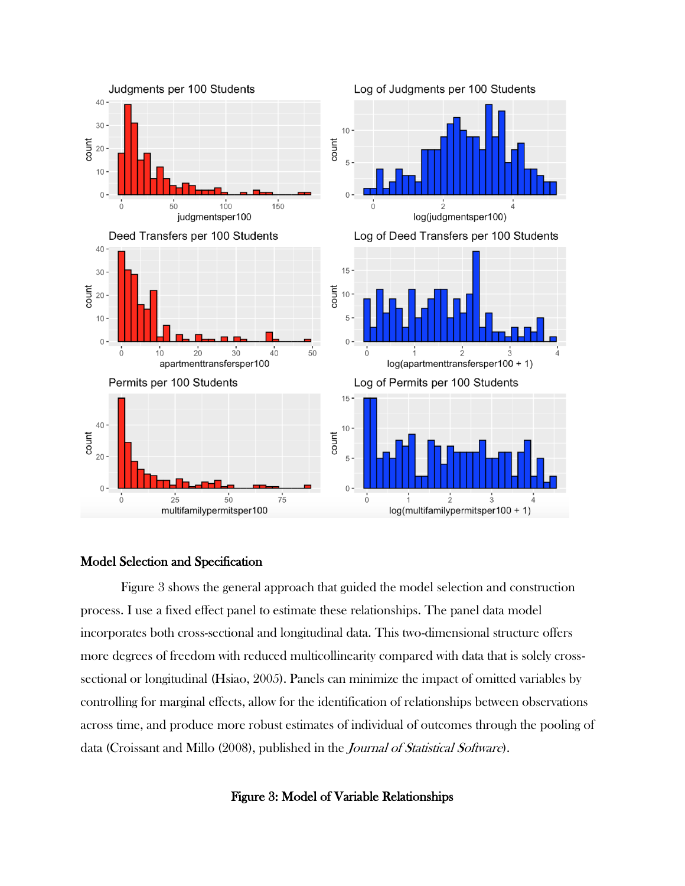## Model Selection and Specification

Figure 3 shows the general approach that guided the model selection and construction process. I use a fixed effect panel to estimate these relationships. The panel data model incorporates both cross-sectional and longitudinal data. This two-dimensional structure offers more degrees of freedom with reduced multicollinearity compared with data that is solely cross-sectional or longitudinal (Hsiao, 2005). Panels can minimize the impact of omitted variables by controlling for marginal effects, allow for the identification of relationships between observations across time, and produce more robust estimates of individual of outcomes through the pooling of data (Croissant and Millo (2008), published in the *Journal of Statistical Software*).

**Figure 3: Model of Variable Relationships**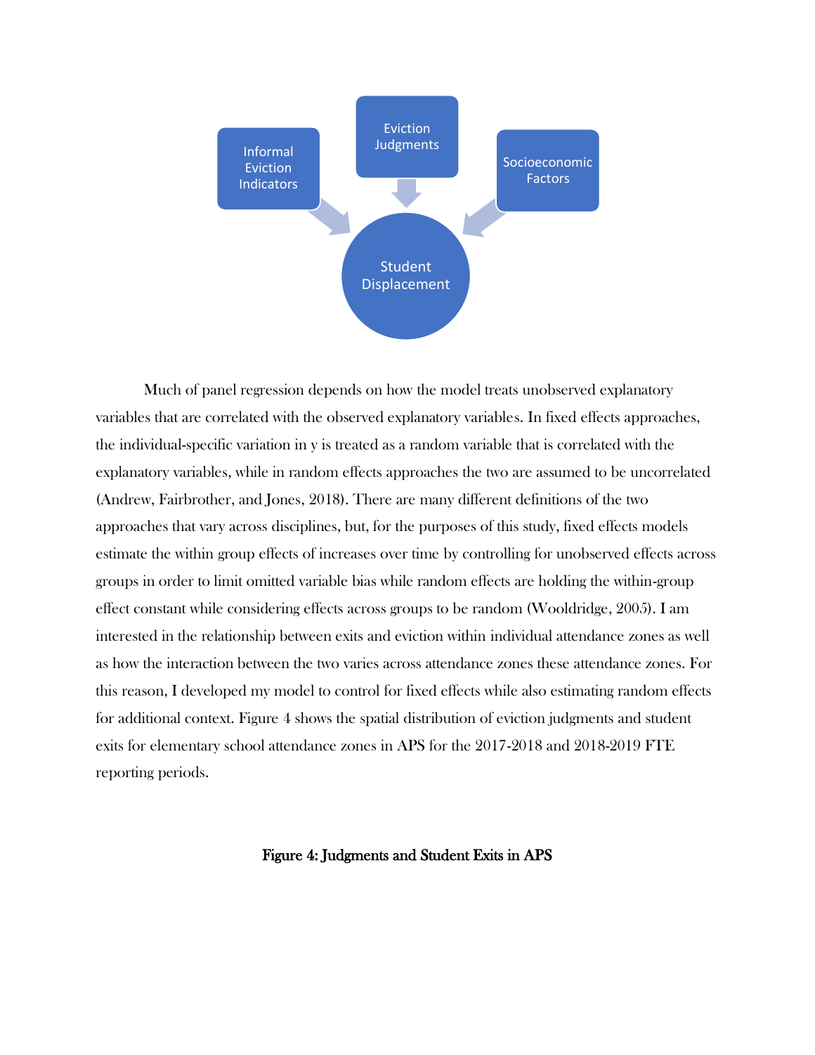Informal Eviction Indicators

Eviction Judgments

Socioeconomic Factors

Student Displacement

Much of panel regression depends on how the model treats unobserved explanatory variables that are correlated with the observed explanatory variables. In fixed effects approaches, the individual-specific variation in y is treated as a random variable that is correlated with the explanatory variables, while in random effects approaches the two are assumed to be uncorrelated (Andrew, Fairbrother, and Jones, 2018). There are many different definitions of the two approaches that vary across disciplines, but, for the purposes of this study, fixed effects models estimate the within group effects of increases over time by controlling for unobserved effects across groups in order to limit omitted variable bias while random effects are holding the within-group effect constant while considering effects across groups to be random (Wooldridge, 2005). I am interested in the relationship between exits and eviction within individual attendance zones as well as how the interaction between the two varies across attendance zones these attendance zones. For this reason, I developed my model to control for fixed effects while also estimating random effects for additional context. Figure 4 shows the spatial distribution of eviction judgments and student exits for elementary school attendance zones in APS for the 2017-2018 and 2018-2019 FTE reporting periods.

**Figure 4: Judgments and Student Exits in APS**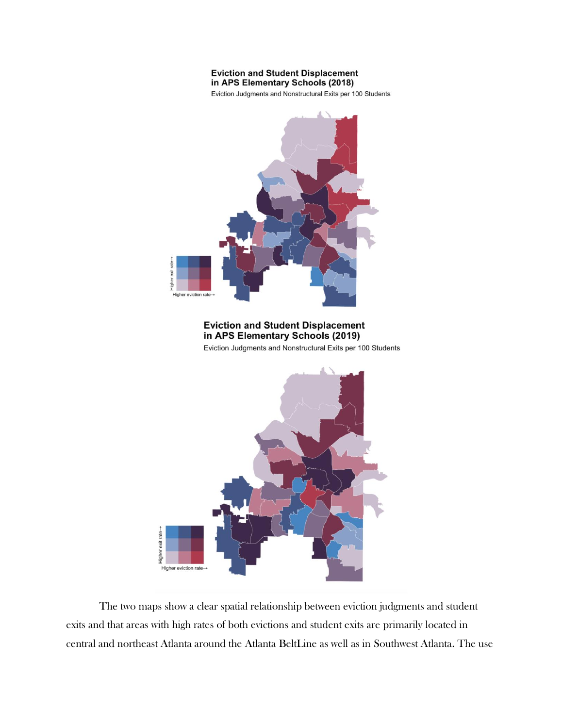**Eviction and Student Displacement in APS Elementary Schools (2018)**

Eviction Judgments and Nonstructural Exits per 100 Students

Higher exit rate→

Higher eviction rate→

**Eviction and Student Displacement in APS Elementary Schools (2019)**

Eviction Judgments and Nonstructural Exits per 100 Students

Higher exit rate→

Higher eviction rate→

The two maps show a clear spatial relationship between eviction judgments and student exits and that areas with high rates of both evictions and student exits are primarily located in central and northeast Atlanta around the Atlanta BeltLine as well as in Southwest Atlanta. The use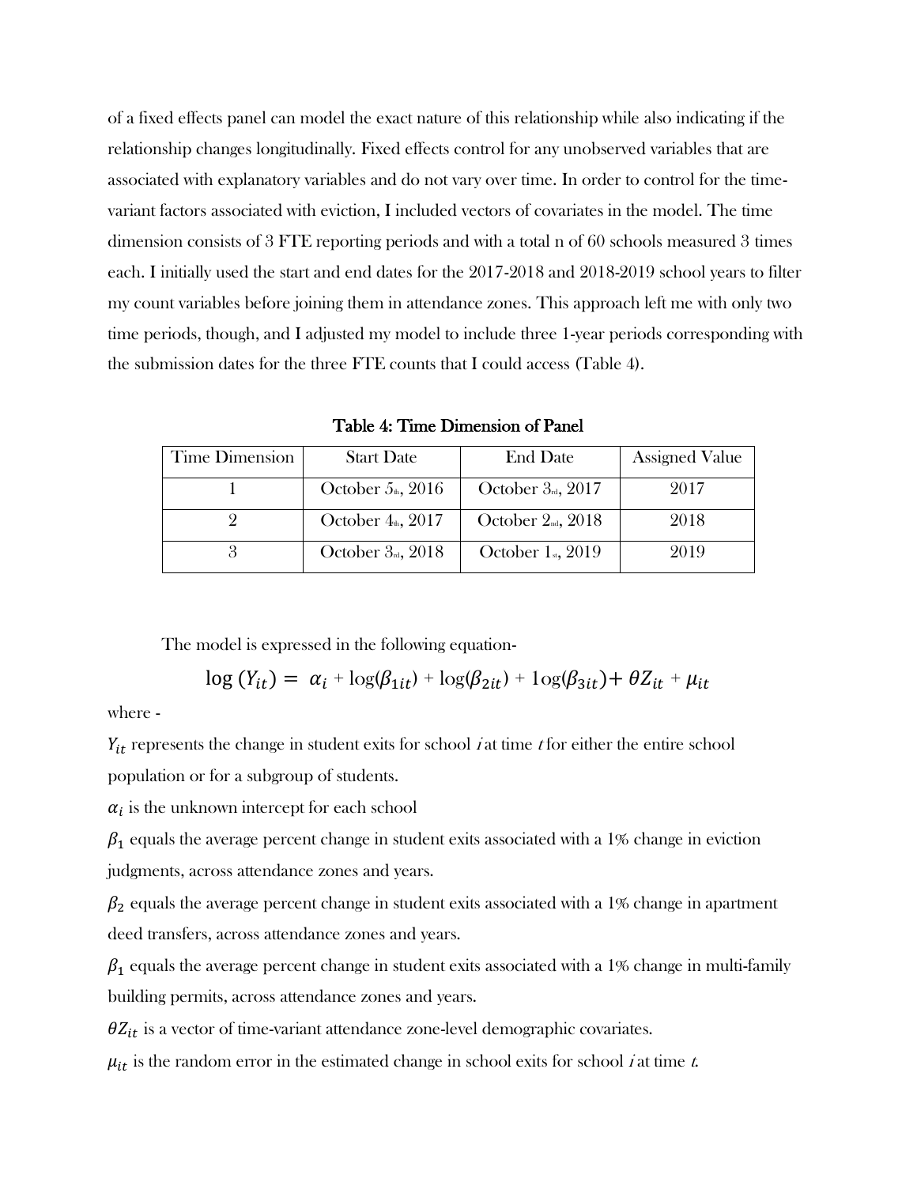of a fixed effects panel can model the exact nature of this relationship while also indicating if the relationship changes longitudinally. Fixed effects control for any unobserved variables that are associated with explanatory variables and do not vary over time. In order to control for the time-variant factors associated with eviction, I included vectors of covariates in the model. The time dimension consists of 3 FTE reporting periods and with a total n of 60 schools measured 3 times each. I initially used the start and end dates for the 2017-2018 and 2018-2019 school years to filter my count variables before joining them in attendance zones. This approach left me with only two time periods, though, and I adjusted my model to include three 1-year periods corresponding with the submission dates for the three FTE counts that I could access (Table 4).

**Table 4: Time Dimension of Panel**

| Time Dimension | Start Date | End Date | Assigned Value |
|---|---|---|---|
| 1 | October 5th, 2016 | October 3rd, 2017 | 2017 |
| 2 | October 4th, 2017 | October 2nd, 2018 | 2018 |
| 3 | October 3rd, 2018 | October 1st, 2019 | 2019 |

The model is expressed in the following equation-

$$\log(Y_{it}) = \alpha_i + \log(\beta_{1it}) + \log(\beta_{2it}) + \log(\beta_{3it}) + \theta Z_{it} + \mu_{it}$$

where -

$Y_{it}$ represents the change in student exits for school *i* at time *t* for either the entire school population or for a subgroup of students.

$\alpha_i$ is the unknown intercept for each school

$\beta_1$ equals the average percent change in student exits associated with a 1% change in eviction judgments, across attendance zones and years.

$\beta_2$ equals the average percent change in student exits associated with a 1% change in apartment deed transfers, across attendance zones and years.

$\beta_1$ equals the average percent change in student exits associated with a 1% change in multi-family building permits, across attendance zones and years.

$\theta Z_{it}$ is a vector of time-variant attendance zone-level demographic covariates.

$\mu_{it}$ is the random error in the estimated change in school exits for school *i* at time *t*.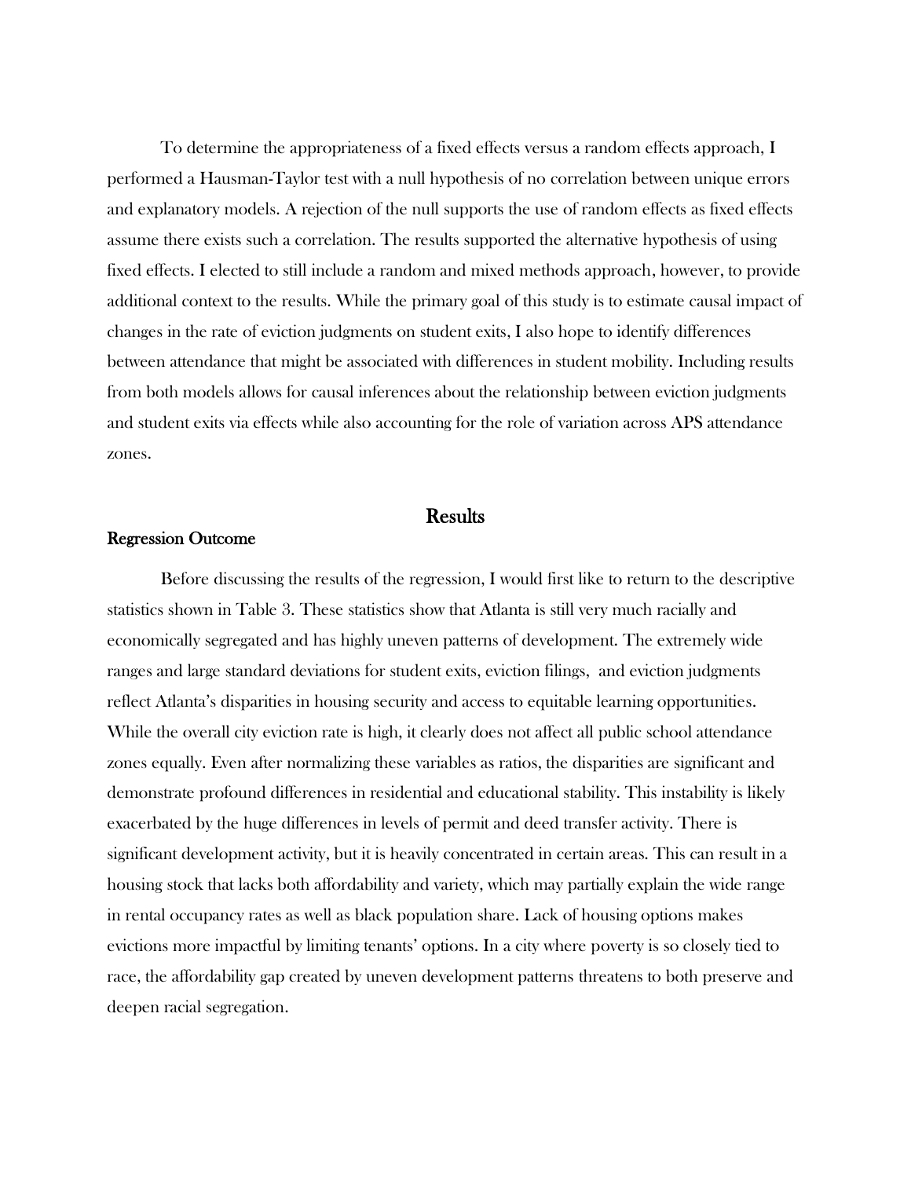To determine the appropriateness of a fixed effects versus a random effects approach, I performed a Hausman-Taylor test with a null hypothesis of no correlation between unique errors and explanatory models. A rejection of the null supports the use of random effects as fixed effects assume there exists such a correlation. The results supported the alternative hypothesis of using fixed effects. I elected to still include a random and mixed methods approach, however, to provide additional context to the results. While the primary goal of this study is to estimate causal impact of changes in the rate of eviction judgments on student exits, I also hope to identify differences between attendance that might be associated with differences in student mobility. Including results from both models allows for causal inferences about the relationship between eviction judgments and student exits via effects while also accounting for the role of variation across APS attendance zones.

## Results

### Regression Outcome

Before discussing the results of the regression, I would first like to return to the descriptive statistics shown in Table 3. These statistics show that Atlanta is still very much racially and economically segregated and has highly uneven patterns of development. The extremely wide ranges and large standard deviations for student exits, eviction filings, and eviction judgments reflect Atlanta's disparities in housing security and access to equitable learning opportunities. While the overall city eviction rate is high, it clearly does not affect all public school attendance zones equally. Even after normalizing these variables as ratios, the disparities are significant and demonstrate profound differences in residential and educational stability. This instability is likely exacerbated by the huge differences in levels of permit and deed transfer activity. There is significant development activity, but it is heavily concentrated in certain areas. This can result in a housing stock that lacks both affordability and variety, which may partially explain the wide range in rental occupancy rates as well as black population share. Lack of housing options makes evictions more impactful by limiting tenants' options. In a city where poverty is so closely tied to race, the affordability gap created by uneven development patterns threatens to both preserve and deepen racial segregation.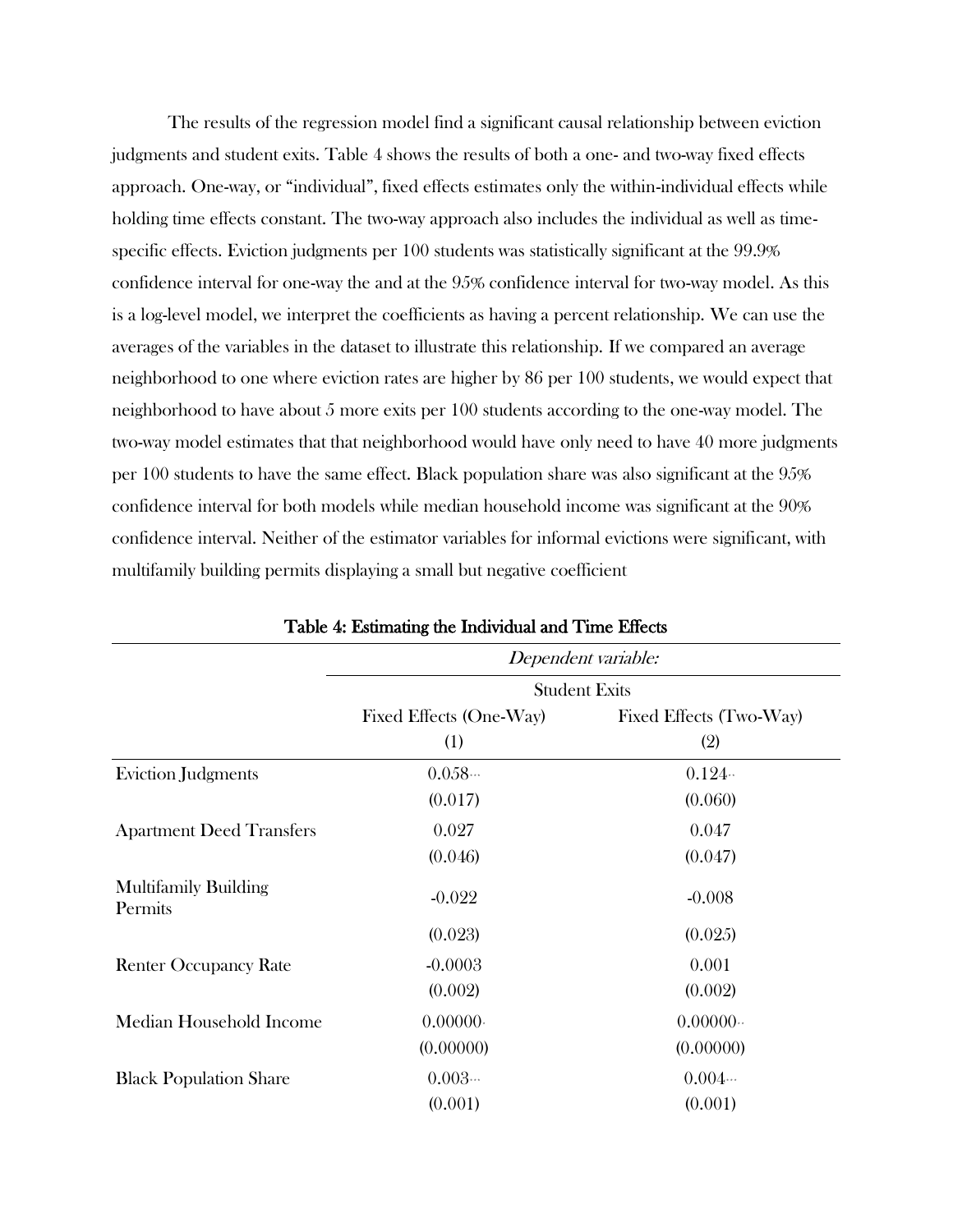The results of the regression model find a significant causal relationship between eviction judgments and student exits. Table 4 shows the results of both a one- and two-way fixed effects approach. One-way, or "individual", fixed effects estimates only the within-individual effects while holding time effects constant. The two-way approach also includes the individual as well as time-specific effects. Eviction judgments per 100 students was statistically significant at the 99.9% confidence interval for one-way the and at the 95% confidence interval for two-way model. As this is a log-level model, we interpret the coefficients as having a percent relationship. We can use the averages of the variables in the dataset to illustrate this relationship. If we compared an average neighborhood to one where eviction rates are higher by 86 per 100 students, we would expect that neighborhood to have about 5 more exits per 100 students according to the one-way model. The two-way model estimates that that neighborhood would have only need to have 40 more judgments per 100 students to have the same effect. Black population share was also significant at the 95% confidence interval for both models while median household income was significant at the 90% confidence interval. Neither of the estimator variables for informal evictions were significant, with multifamily building permits displaying a small but negative coefficient

**Table 4: Estimating the Individual and Time Effects**

| | *Dependent variable:* | |
|---|---|---|
| | Student Exits | |
| | Fixed Effects (One-Way) | Fixed Effects (Two-Way) |
| | (1) | (2) |
| Eviction Judgments | 0.058*** | 0.124** |
| | (0.017) | (0.060) |
| Apartment Deed Transfers | 0.027 | 0.047 |
| | (0.046) | (0.047) |
| Multifamily Building Permits | -0.022 | -0.008 |
| | (0.023) | (0.025) |
| Renter Occupancy Rate | -0.0003 | 0.001 |
| | (0.002) | (0.002) |
| Median Household Income | 0.00000* | 0.00000** |
| | (0.00000) | (0.00000) |
| Black Population Share | 0.003*** | 0.004*** |
| | (0.001) | (0.001) |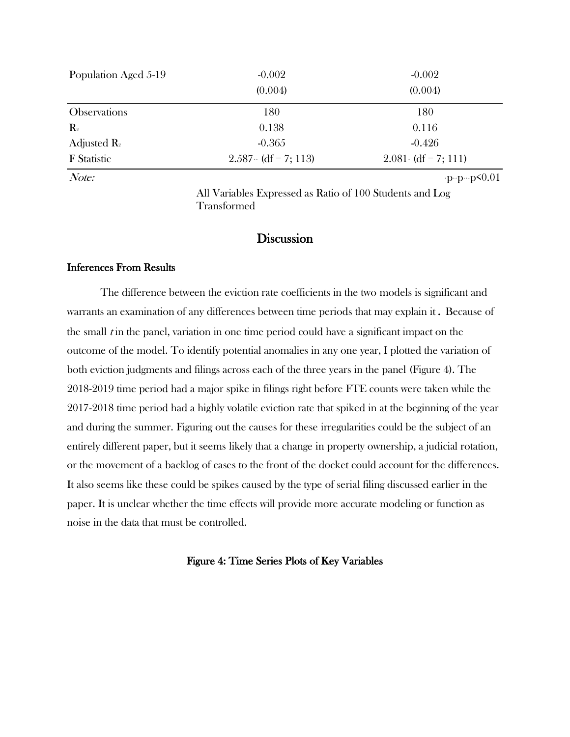| | | |
|---|---|---|
| Population Aged 5-19 | -0.002 | -0.002 |
| | (0.004) | (0.004) |
| Observations | 180 | 180 |
| $R^2$ | 0.138 | 0.116 |
| Adjusted $R^2$ | -0.365 | -0.426 |
| F Statistic | 2.587** (df = 7; 113) | 2.081* (df = 7; 111) |
| *Note:* | | *p**p***p<0.01 |
| | All Variables Expressed as Ratio of 100 Students and Log Transformed | |

## Discussion

### Inferences From Results

The difference between the eviction rate coefficients in the two models is significant and warrants an examination of any differences between time periods that may explain it . Because of the small *t* in the panel, variation in one time period could have a significant impact on the outcome of the model. To identify potential anomalies in any one year, I plotted the variation of both eviction judgments and filings across each of the three years in the panel (Figure 4). The 2018-2019 time period had a major spike in filings right before FTE counts were taken while the 2017-2018 time period had a highly volatile eviction rate that spiked in at the beginning of the year and during the summer. Figuring out the causes for these irregularities could be the subject of an entirely different paper, but it seems likely that a change in property ownership, a judicial rotation, or the movement of a backlog of cases to the front of the docket could account for the differences. It also seems like these could be spikes caused by the type of serial filing discussed earlier in the paper. It is unclear whether the time effects will provide more accurate modeling or function as noise in the data that must be controlled.

**Figure 4: Time Series Plots of Key Variables**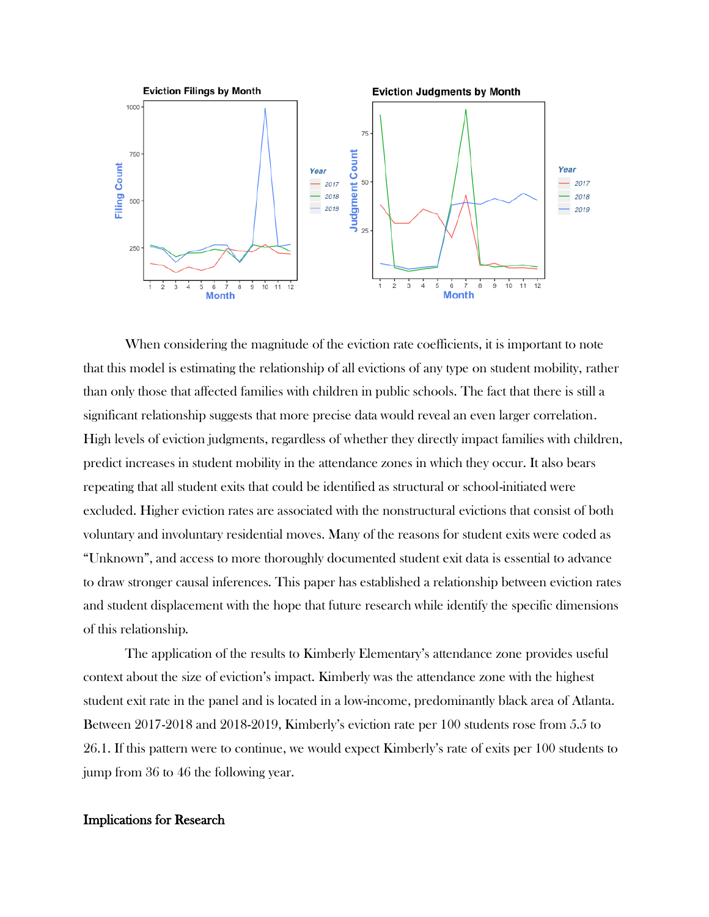When considering the magnitude of the eviction rate coefficients, it is important to note that this model is estimating the relationship of all evictions of any type on student mobility, rather than only those that affected families with children in public schools. The fact that there is still a significant relationship suggests that more precise data would reveal an even larger correlation. High levels of eviction judgments, regardless of whether they directly impact families with children, predict increases in student mobility in the attendance zones in which they occur. It also bears repeating that all student exits that could be identified as structural or school-initiated were excluded. Higher eviction rates are associated with the nonstructural evictions that consist of both voluntary and involuntary residential moves. Many of the reasons for student exits were coded as "Unknown", and access to more thoroughly documented student exit data is essential to advance to draw stronger causal inferences. This paper has established a relationship between eviction rates and student displacement with the hope that future research while identify the specific dimensions of this relationship.

The application of the results to Kimberly Elementary's attendance zone provides useful context about the size of eviction's impact. Kimberly was the attendance zone with the highest student exit rate in the panel and is located in a low-income, predominantly black area of Atlanta. Between 2017-2018 and 2018-2019, Kimberly's eviction rate per 100 students rose from 5.5 to 26.1. If this pattern were to continue, we would expect Kimberly's rate of exits per 100 students to jump from 36 to 46 the following year.

## Implications for Research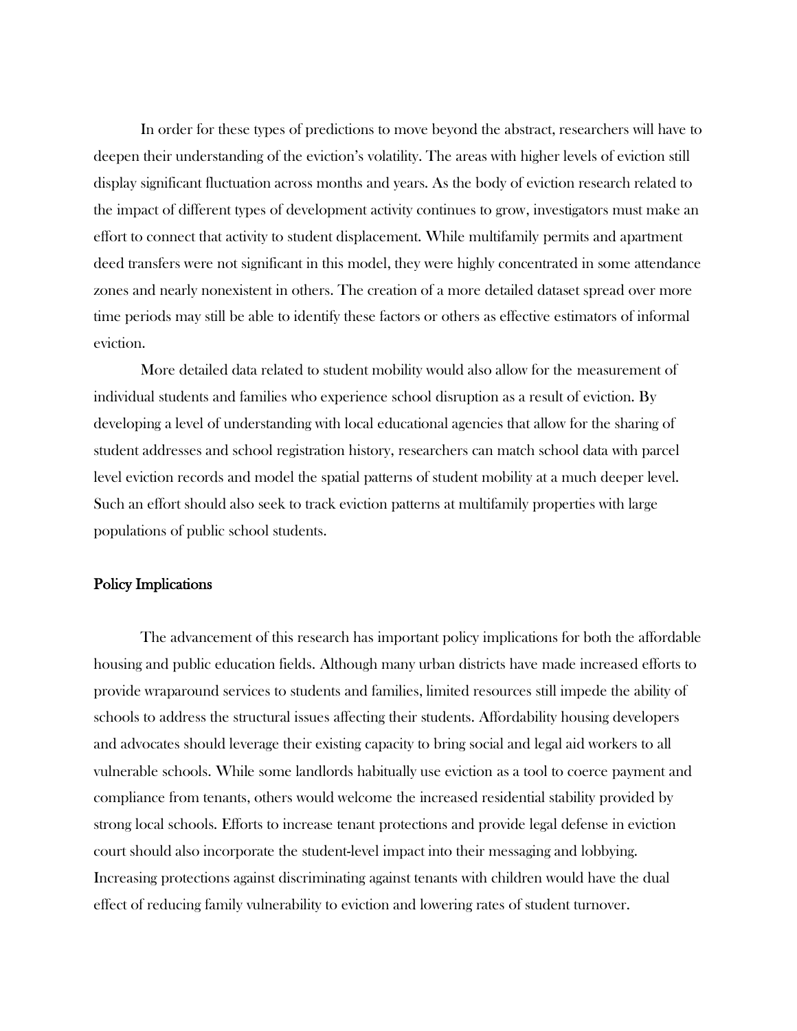In order for these types of predictions to move beyond the abstract, researchers will have to deepen their understanding of the eviction's volatility. The areas with higher levels of eviction still display significant fluctuation across months and years. As the body of eviction research related to the impact of different types of development activity continues to grow, investigators must make an effort to connect that activity to student displacement. While multifamily permits and apartment deed transfers were not significant in this model, they were highly concentrated in some attendance zones and nearly nonexistent in others. The creation of a more detailed dataset spread over more time periods may still be able to identify these factors or others as effective estimators of informal eviction.

More detailed data related to student mobility would also allow for the measurement of individual students and families who experience school disruption as a result of eviction. By developing a level of understanding with local educational agencies that allow for the sharing of student addresses and school registration history, researchers can match school data with parcel level eviction records and model the spatial patterns of student mobility at a much deeper level. Such an effort should also seek to track eviction patterns at multifamily properties with large populations of public school students.

## Policy Implications

The advancement of this research has important policy implications for both the affordable housing and public education fields. Although many urban districts have made increased efforts to provide wraparound services to students and families, limited resources still impede the ability of schools to address the structural issues affecting their students. Affordability housing developers and advocates should leverage their existing capacity to bring social and legal aid workers to all vulnerable schools. While some landlords habitually use eviction as a tool to coerce payment and compliance from tenants, others would welcome the increased residential stability provided by strong local schools. Efforts to increase tenant protections and provide legal defense in eviction court should also incorporate the student-level impact into their messaging and lobbying. Increasing protections against discriminating against tenants with children would have the dual effect of reducing family vulnerability to eviction and lowering rates of student turnover.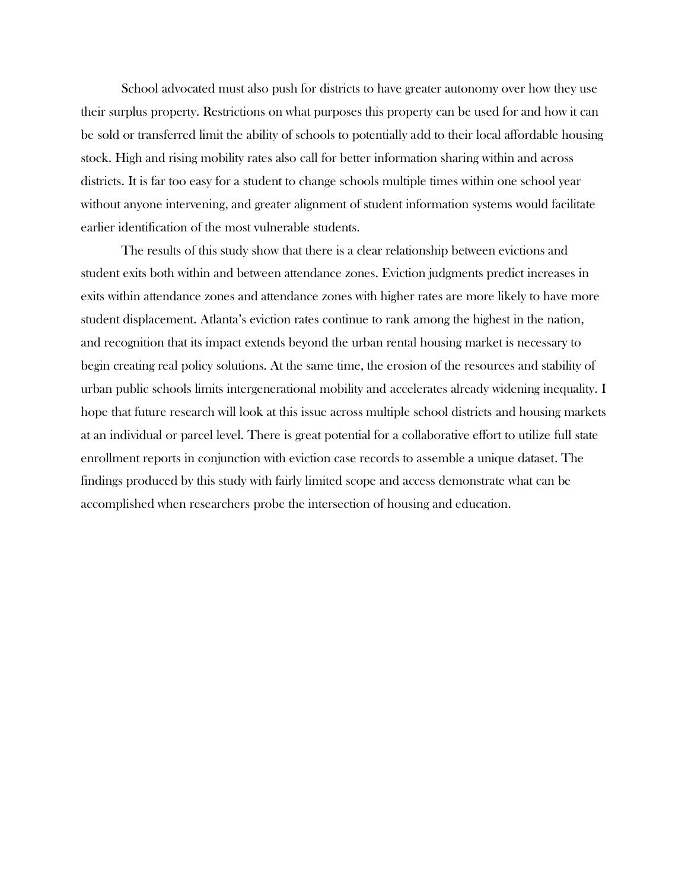School advocated must also push for districts to have greater autonomy over how they use their surplus property. Restrictions on what purposes this property can be used for and how it can be sold or transferred limit the ability of schools to potentially add to their local affordable housing stock. High and rising mobility rates also call for better information sharing within and across districts. It is far too easy for a student to change schools multiple times within one school year without anyone intervening, and greater alignment of student information systems would facilitate earlier identification of the most vulnerable students.

The results of this study show that there is a clear relationship between evictions and student exits both within and between attendance zones. Eviction judgments predict increases in exits within attendance zones and attendance zones with higher rates are more likely to have more student displacement. Atlanta's eviction rates continue to rank among the highest in the nation, and recognition that its impact extends beyond the urban rental housing market is necessary to begin creating real policy solutions. At the same time, the erosion of the resources and stability of urban public schools limits intergenerational mobility and accelerates already widening inequality. I hope that future research will look at this issue across multiple school districts and housing markets at an individual or parcel level. There is great potential for a collaborative effort to utilize full state enrollment reports in conjunction with eviction case records to assemble a unique dataset. The findings produced by this study with fairly limited scope and access demonstrate what can be accomplished when researchers probe the intersection of housing and education.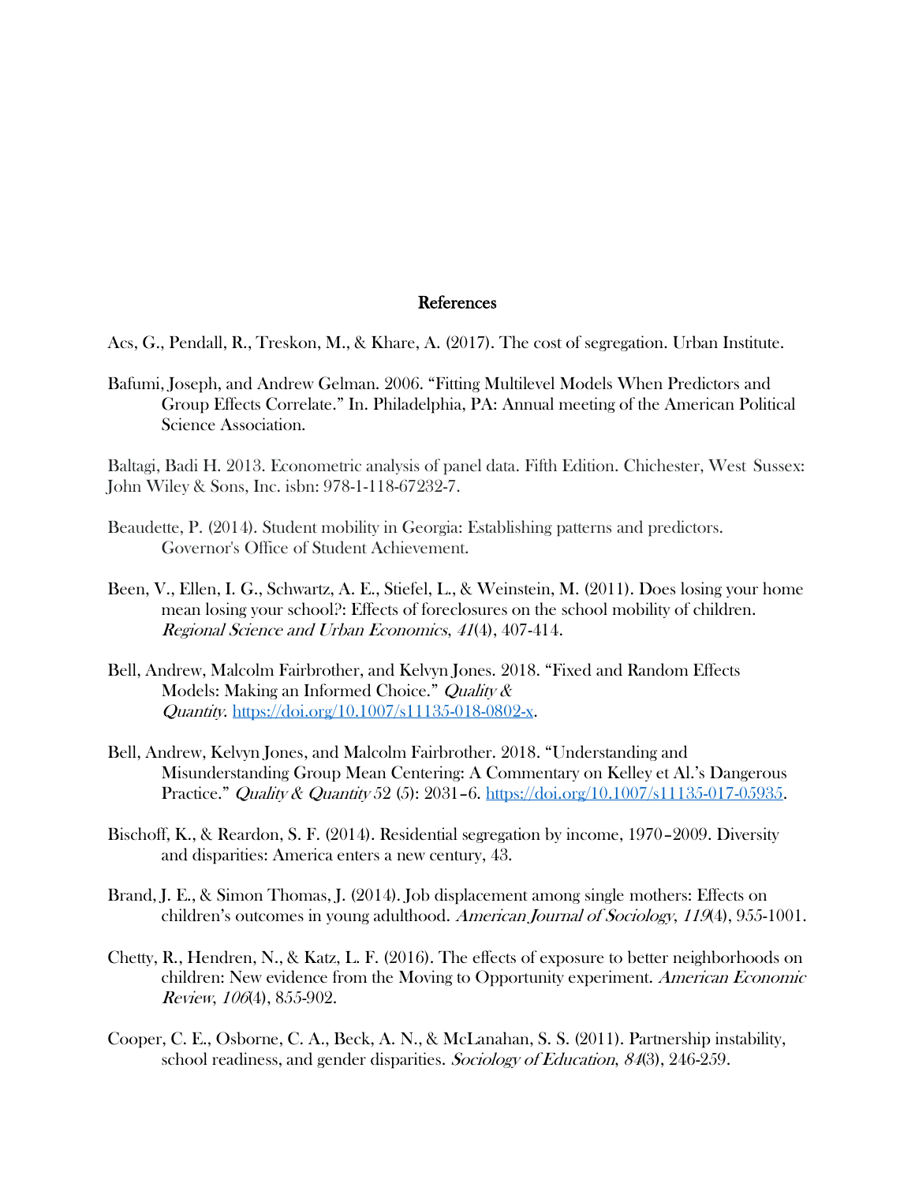# References

Acs, G., Pendall, R., Treskon, M., & Khare, A. (2017). The cost of segregation. Urban Institute.

Bafumi, Joseph, and Andrew Gelman. 2006. "Fitting Multilevel Models When Predictors and Group Effects Correlate." In. Philadelphia, PA: Annual meeting of the American Political Science Association.

Baltagi, Badi H. 2013. Econometric analysis of panel data. Fifth Edition. Chichester, West Sussex: John Wiley & Sons, Inc. isbn: 978-1-118-67232-7.

Beaudette, P. (2014). Student mobility in Georgia: Establishing patterns and predictors. Governor's Office of Student Achievement.

Been, V., Ellen, I. G., Schwartz, A. E., Stiefel, L., & Weinstein, M. (2011). Does losing your home mean losing your school?: Effects of foreclosures on the school mobility of children. *Regional Science and Urban Economics*, *41*(4), 407-414.

Bell, Andrew, Malcolm Fairbrother, and Kelvyn Jones. 2018. "Fixed and Random Effects Models: Making an Informed Choice." *Quality & Quantity*. https://doi.org/10.1007/s11135-018-0802-x.

Bell, Andrew, Kelvyn Jones, and Malcolm Fairbrother. 2018. "Understanding and Misunderstanding Group Mean Centering: A Commentary on Kelley et Al.'s Dangerous Practice." *Quality & Quantity* 52 (5): 2031–6. https://doi.org/10.1007/s11135-017-05935.

Bischoff, K., & Reardon, S. F. (2014). Residential segregation by income, 1970–2009. Diversity and disparities: America enters a new century, 43.

Brand, J. E., & Simon Thomas, J. (2014). Job displacement among single mothers: Effects on children's outcomes in young adulthood. *American Journal of Sociology*, *119*(4), 955-1001.

Chetty, R., Hendren, N., & Katz, L. F. (2016). The effects of exposure to better neighborhoods on children: New evidence from the Moving to Opportunity experiment. *American Economic Review*, *106*(4), 855-902.

Cooper, C. E., Osborne, C. A., Beck, A. N., & McLanahan, S. S. (2011). Partnership instability, school readiness, and gender disparities. *Sociology of Education*, *84*(3), 246-259.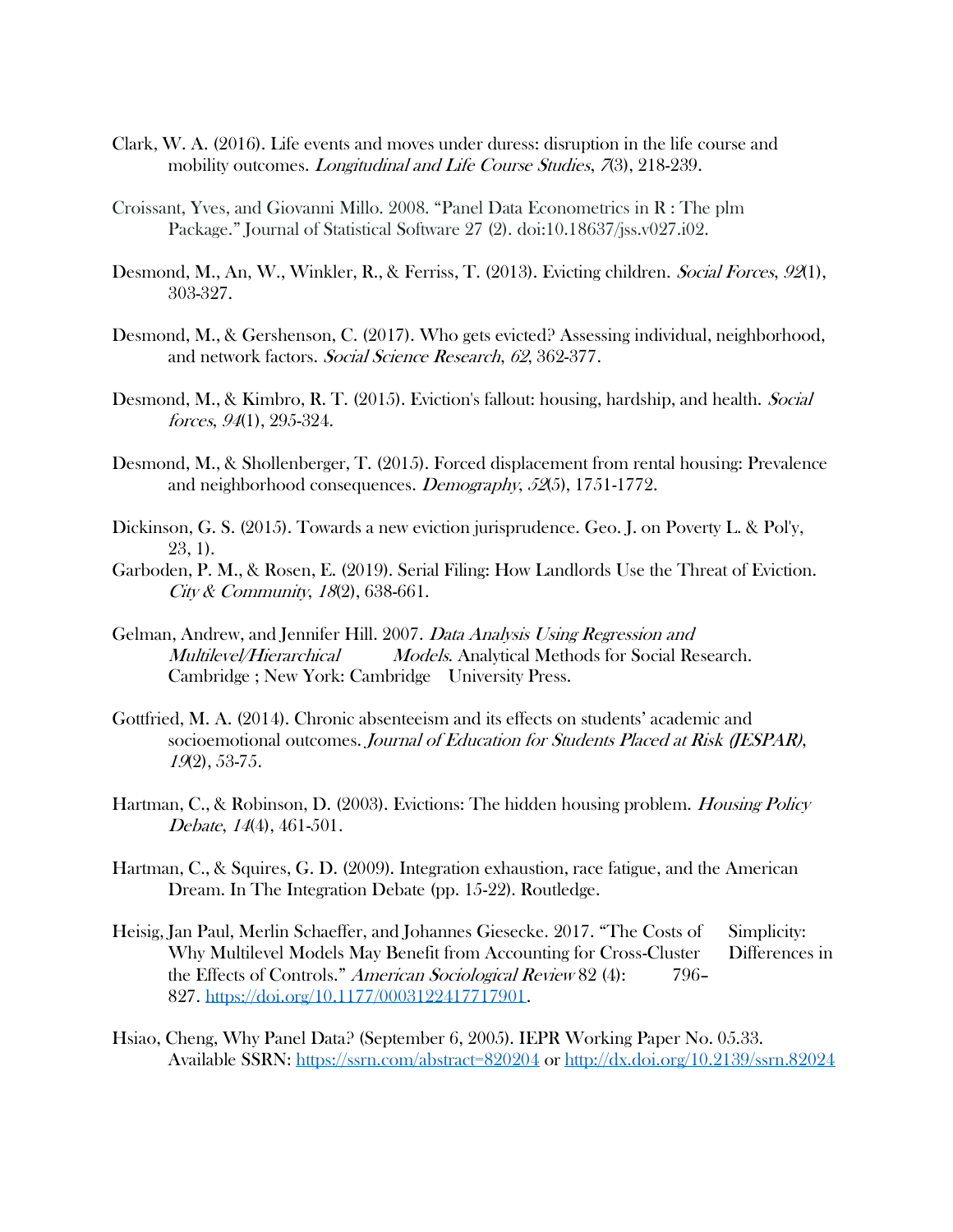Clark, W. A. (2016). Life events and moves under duress: disruption in the life course and mobility outcomes. *Longitudinal and Life Course Studies*, *7*(3), 218-239.

Croissant, Yves, and Giovanni Millo. 2008. "Panel Data Econometrics in R : The plm Package." Journal of Statistical Software 27 (2). doi:10.18637/jss.v027.i02.

Desmond, M., An, W., Winkler, R., & Ferriss, T. (2013). Evicting children. *Social Forces*, *92*(1), 303-327.

Desmond, M., & Gershenson, C. (2017). Who gets evicted? Assessing individual, neighborhood, and network factors. *Social Science Research*, *62*, 362-377.

Desmond, M., & Kimbro, R. T. (2015). Eviction's fallout: housing, hardship, and health. *Social forces*, *94*(1), 295-324.

Desmond, M., & Shollenberger, T. (2015). Forced displacement from rental housing: Prevalence and neighborhood consequences. *Demography*, *52*(5), 1751-1772.

Dickinson, G. S. (2015). Towards a new eviction jurisprudence. Geo. J. on Poverty L. & Pol'y, 23, 1).

Garboden, P. M., & Rosen, E. (2019). Serial Filing: How Landlords Use the Threat of Eviction. *City & Community*, *18*(2), 638-661.

Gelman, Andrew, and Jennifer Hill. 2007. *Data Analysis Using Regression and Multilevel/Hierarchical Models*. Analytical Methods for Social Research. Cambridge ; New York: Cambridge University Press.

Gottfried, M. A. (2014). Chronic absenteeism and its effects on students' academic and socioemotional outcomes. *Journal of Education for Students Placed at Risk (JESPAR)*, *19*(2), 53-75.

Hartman, C., & Robinson, D. (2003). Evictions: The hidden housing problem. *Housing Policy Debate*, *14*(4), 461-501.

Hartman, C., & Squires, G. D. (2009). Integration exhaustion, race fatigue, and the American Dream. In The Integration Debate (pp. 15-22). Routledge.

Heisig, Jan Paul, Merlin Schaeffer, and Johannes Giesecke. 2017. "The Costs of Simplicity: Why Multilevel Models May Benefit from Accounting for Cross-Cluster Differences in the Effects of Controls." *American Sociological Review* 82 (4): 796–827. https://doi.org/10.1177/0003122417717901.

Hsiao, Cheng, Why Panel Data? (September 6, 2005). IEPR Working Paper No. 05.33. Available SSRN: https://ssrn.com/abstract=820204 or http://dx.doi.org/10.2139/ssrn.82024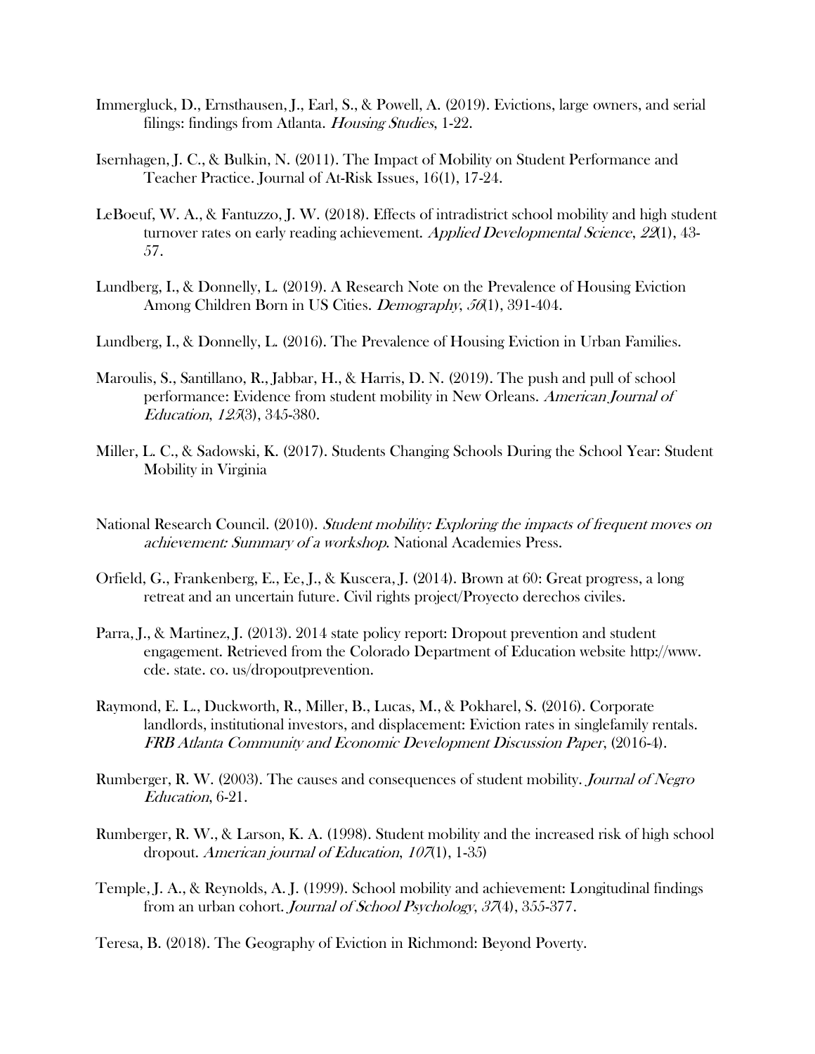Immergluck, D., Ernsthausen, J., Earl, S., & Powell, A. (2019). Evictions, large owners, and serial filings: findings from Atlanta. *Housing Studies*, 1-22.

Isernhagen, J. C., & Bulkin, N. (2011). The Impact of Mobility on Student Performance and Teacher Practice. Journal of At-Risk Issues, 16(1), 17-24.

LeBoeuf, W. A., & Fantuzzo, J. W. (2018). Effects of intradistrict school mobility and high student turnover rates on early reading achievement. *Applied Developmental Science*, *22*(1), 43-57.

Lundberg, I., & Donnelly, L. (2019). A Research Note on the Prevalence of Housing Eviction Among Children Born in US Cities. *Demography*, *56*(1), 391-404.

Lundberg, I., & Donnelly, L. (2016). The Prevalence of Housing Eviction in Urban Families.

Maroulis, S., Santillano, R., Jabbar, H., & Harris, D. N. (2019). The push and pull of school performance: Evidence from student mobility in New Orleans. *American Journal of Education*, *125*(3), 345-380.

Miller, L. C., & Sadowski, K. (2017). Students Changing Schools During the School Year: Student Mobility in Virginia

National Research Council. (2010). *Student mobility: Exploring the impacts of frequent moves on achievement: Summary of a workshop*. National Academies Press.

Orfield, G., Frankenberg, E., Ee, J., & Kuscera, J. (2014). Brown at 60: Great progress, a long retreat and an uncertain future. Civil rights project/Proyecto derechos civiles.

Parra, J., & Martinez, J. (2013). 2014 state policy report: Dropout prevention and student engagement. Retrieved from the Colorado Department of Education website http://www. cde. state. co. us/dropoutprevention.

Raymond, E. L., Duckworth, R., Miller, B., Lucas, M., & Pokharel, S. (2016). Corporate landlords, institutional investors, and displacement: Eviction rates in singlefamily rentals. *FRB Atlanta Community and Economic Development Discussion Paper*, (2016-4).

Rumberger, R. W. (2003). The causes and consequences of student mobility. *Journal of Negro Education*, 6-21.

Rumberger, R. W., & Larson, K. A. (1998). Student mobility and the increased risk of high school dropout. *American journal of Education*, *107*(1), 1-35)

Temple, J. A., & Reynolds, A. J. (1999). School mobility and achievement: Longitudinal findings from an urban cohort. *Journal of School Psychology*, *37*(4), 355-377.

Teresa, B. (2018). The Geography of Eviction in Richmond: Beyond Poverty.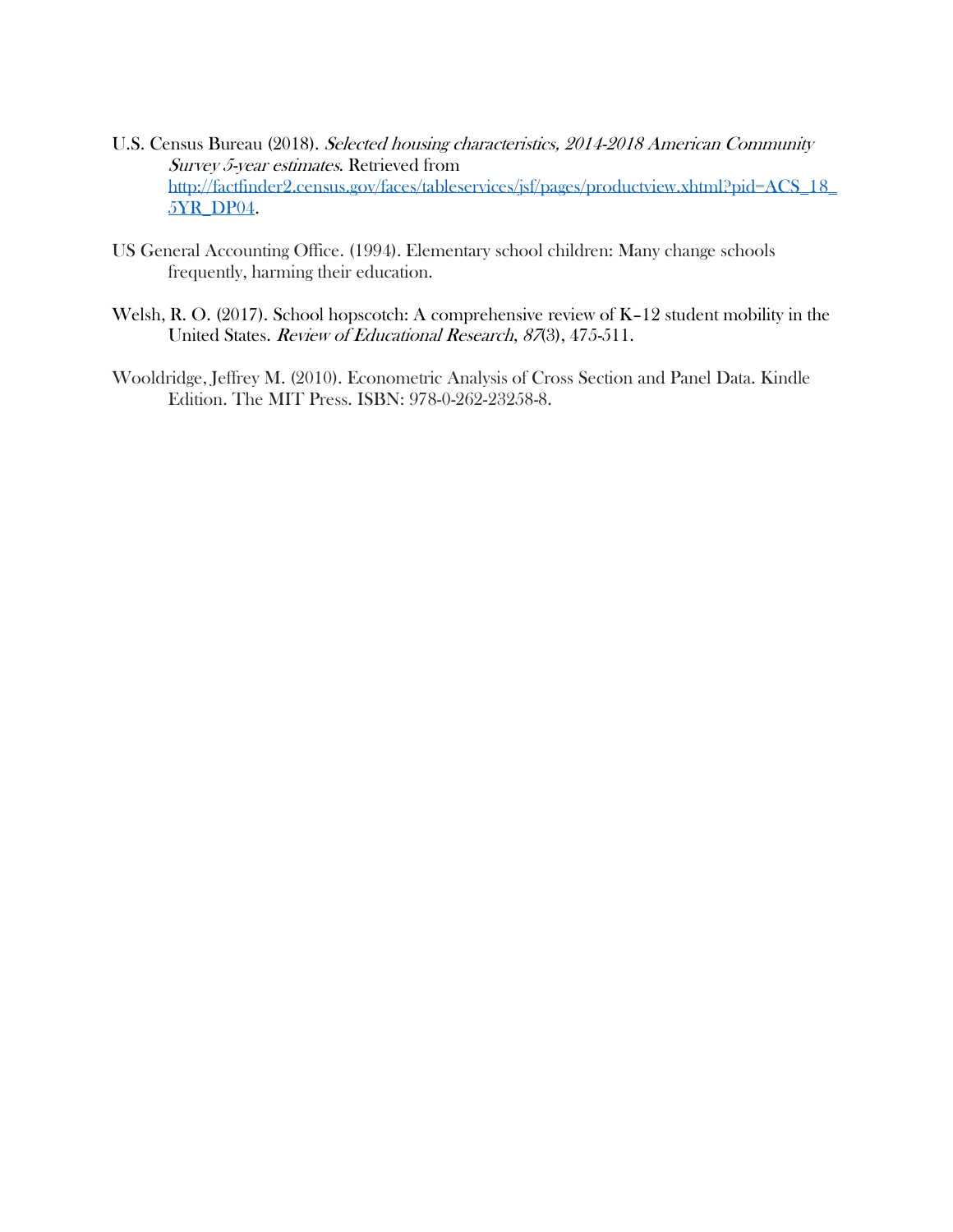U.S. Census Bureau (2018). *Selected housing characteristics, 2014-2018 American Community Survey 5-year estimates*. Retrieved from http://factfinder2.census.gov/faces/tableservices/jsf/pages/productview.xhtml?pid=ACS_18_5YR_DP04.

US General Accounting Office. (1994). Elementary school children: Many change schools frequently, harming their education.

Welsh, R. O. (2017). School hopscotch: A comprehensive review of K–12 student mobility in the United States. *Review of Educational Research*, *87*(3), 475-511.

Wooldridge, Jeffrey M. (2010). Econometric Analysis of Cross Section and Panel Data. Kindle Edition. The MIT Press. ISBN: 978-0-262-23258-8.